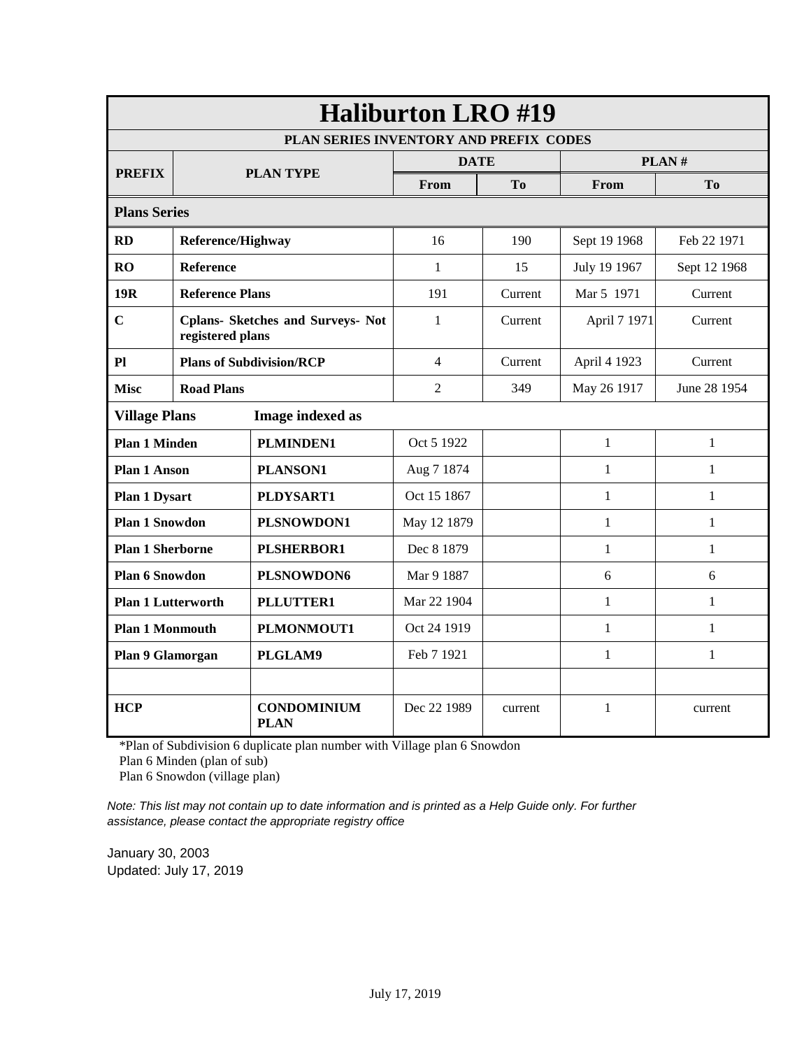# Haliburton LRO #19

## PLAN SERIES INVENTORY AND PREFIX CODES

| PREFIX | PLAN TYPE | | DATE | | PLAN # | |
|---|---|---|---|---|---|---|
| | | | From | To | From | To |
| **Plans Series** | | | | | | |
| **RD** | **Reference/Highway** | | 16 | 190 | Sept 19 1968 | Feb 22 1971 |
| **RO** | **Reference** | | 1 | 15 | July 19 1967 | Sept 12 1968 |
| **19R** | **Reference Plans** | | 191 | Current | Mar 5 1971 | Current |
| **C** | **Cplans- Sketches and Surveys- Not registered plans** | | 1 | Current | April 7 1971 | Current |
| **Pl** | **Plans of Subdivision/RCP** | | 4 | Current | April 4 1923 | Current |
| **Misc** | **Road Plans** | | 2 | 349 | May 26 1917 | June 28 1954 |
| **Village Plans** | | **Image indexed as** | | | | |
| **Plan 1 Minden** | | **PLMINDEN1** | Oct 5 1922 | | 1 | 1 |
| **Plan 1 Anson** | | **PLANSON1** | Aug 7 1874 | | 1 | 1 |
| **Plan 1 Dysart** | | **PLDYSART1** | Oct 15 1867 | | 1 | 1 |
| **Plan 1 Snowdon** | | **PLSNOWDON1** | May 12 1879 | | 1 | 1 |
| **Plan 1 Sherborne** | | **PLSHERBOR1** | Dec 8 1879 | | 1 | 1 |
| **Plan 6 Snowdon** | | **PLSNOWDON6** | Mar 9 1887 | | 6 | 6 |
| **Plan 1 Lutterworth** | | **PLLUTTER1** | Mar 22 1904 | | 1 | 1 |
| **Plan 1 Monmouth** | | **PLMONMOUT1** | Oct 24 1919 | | 1 | 1 |
| **Plan 9 Glamorgan** | | **PLGLAM9** | Feb 7 1921 | | 1 | 1 |
| | | | | | | |
| **HCP** | | **CONDOMINIUM PLAN** | Dec 22 1989 | current | 1 | current |

*Plan of Subdivision 6 duplicate plan number with Village plan 6 Snowdon
Plan 6 Minden (plan of sub)
Plan 6 Snowdon (village plan)

*Note: This list may not contain up to date information and is printed as a Help Guide only. For further assistance, please contact the appropriate registry office*

January 30, 2003
Updated: July 17, 2019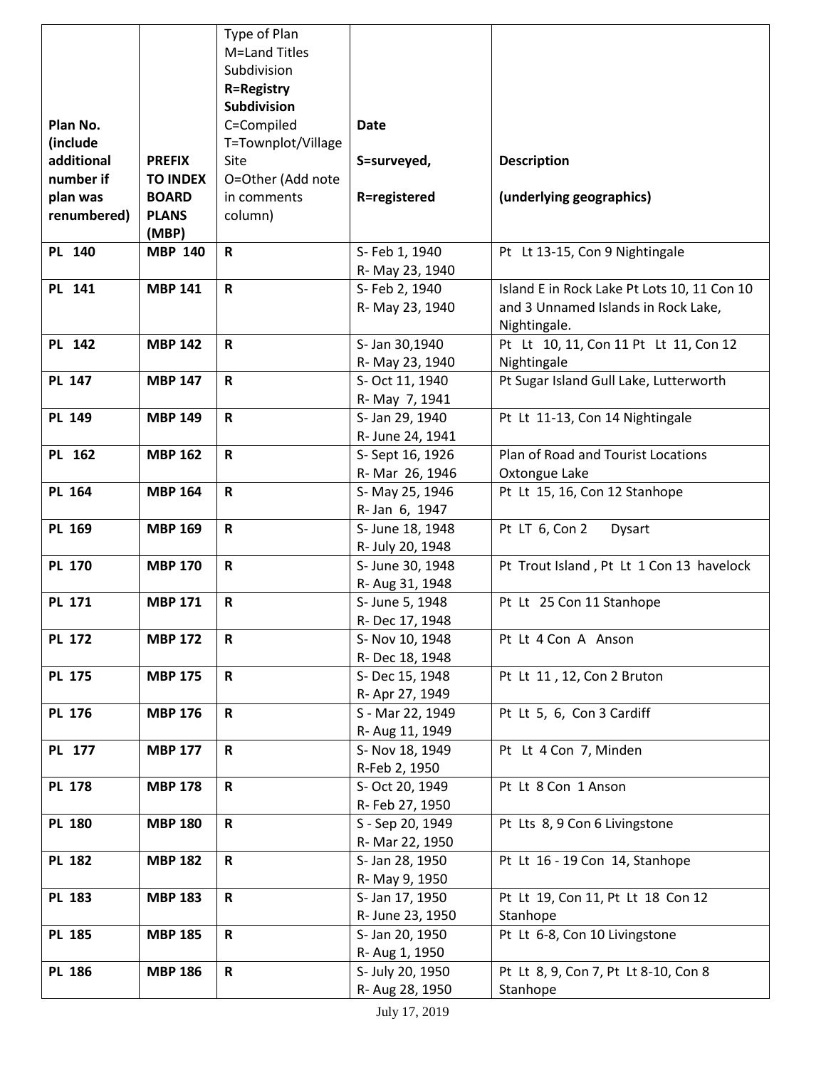| Plan No. (include additional number if plan was renumbered) | PREFIX TO INDEX BOARD PLANS (MBP) | Type of Plan M=Land Titles Subdivision **R=Registry Subdivision** C=Compiled T=Townplot/Village Site O=Other (Add note in comments column) | Date S=surveyed, R=registered | Description (underlying geographics) |
|---|---|---|---|---|
| **PL 140** | **MBP 140** | **R** | S- Feb 1, 1940 R- May 23, 1940 | Pt Lt 13-15, Con 9 Nightingale |
| **PL 141** | **MBP 141** | **R** | S- Feb 2, 1940 R- May 23, 1940 | Island E in Rock Lake Pt Lots 10, 11 Con 10 and 3 Unnamed Islands in Rock Lake, Nightingale. |
| **PL 142** | **MBP 142** | **R** | S- Jan 30,1940 R- May 23, 1940 | Pt Lt 10, 11, Con 11 Pt Lt 11, Con 12 Nightingale |
| **PL 147** | **MBP 147** | **R** | S- Oct 11, 1940 R- May 7, 1941 | Pt Sugar Island Gull Lake, Lutterworth |
| **PL 149** | **MBP 149** | **R** | S- Jan 29, 1940 R- June 24, 1941 | Pt Lt 11-13, Con 14 Nightingale |
| **PL 162** | **MBP 162** | **R** | S- Sept 16, 1926 R- Mar 26, 1946 | Plan of Road and Tourist Locations Oxtongue Lake |
| **PL 164** | **MBP 164** | **R** | S- May 25, 1946 R- Jan 6, 1947 | Pt Lt 15, 16, Con 12 Stanhope |
| **PL 169** | **MBP 169** | **R** | S- June 18, 1948 R- July 20, 1948 | Pt LT 6, Con 2 Dysart |
| **PL 170** | **MBP 170** | **R** | S- June 30, 1948 R- Aug 31, 1948 | Pt Trout Island , Pt Lt 1 Con 13 havelock |
| **PL 171** | **MBP 171** | **R** | S- June 5, 1948 R- Dec 17, 1948 | Pt Lt 25 Con 11 Stanhope |
| **PL 172** | **MBP 172** | **R** | S- Nov 10, 1948 R- Dec 18, 1948 | Pt Lt 4 Con A Anson |
| **PL 175** | **MBP 175** | **R** | S- Dec 15, 1948 R- Apr 27, 1949 | Pt Lt 11 , 12, Con 2 Bruton |
| **PL 176** | **MBP 176** | **R** | S - Mar 22, 1949 R- Aug 11, 1949 | Pt Lt 5, 6, Con 3 Cardiff |
| **PL 177** | **MBP 177** | **R** | S- Nov 18, 1949 R-Feb 2, 1950 | Pt Lt 4 Con 7, Minden |
| **PL 178** | **MBP 178** | **R** | S- Oct 20, 1949 R- Feb 27, 1950 | Pt Lt 8 Con 1 Anson |
| **PL 180** | **MBP 180** | **R** | S - Sep 20, 1949 R- Mar 22, 1950 | Pt Lts 8, 9 Con 6 Livingstone |
| **PL 182** | **MBP 182** | **R** | S- Jan 28, 1950 R- May 9, 1950 | Pt Lt 16 - 19 Con 14, Stanhope |
| **PL 183** | **MBP 183** | **R** | S- Jan 17, 1950 R- June 23, 1950 | Pt Lt 19, Con 11, Pt Lt 18 Con 12 Stanhope |
| **PL 185** | **MBP 185** | **R** | S- Jan 20, 1950 R- Aug 1, 1950 | Pt Lt 6-8, Con 10 Livingstone |
| **PL 186** | **MBP 186** | **R** | S- July 20, 1950 R- Aug 28, 1950 | Pt Lt 8, 9, Con 7, Pt Lt 8-10, Con 8 Stanhope |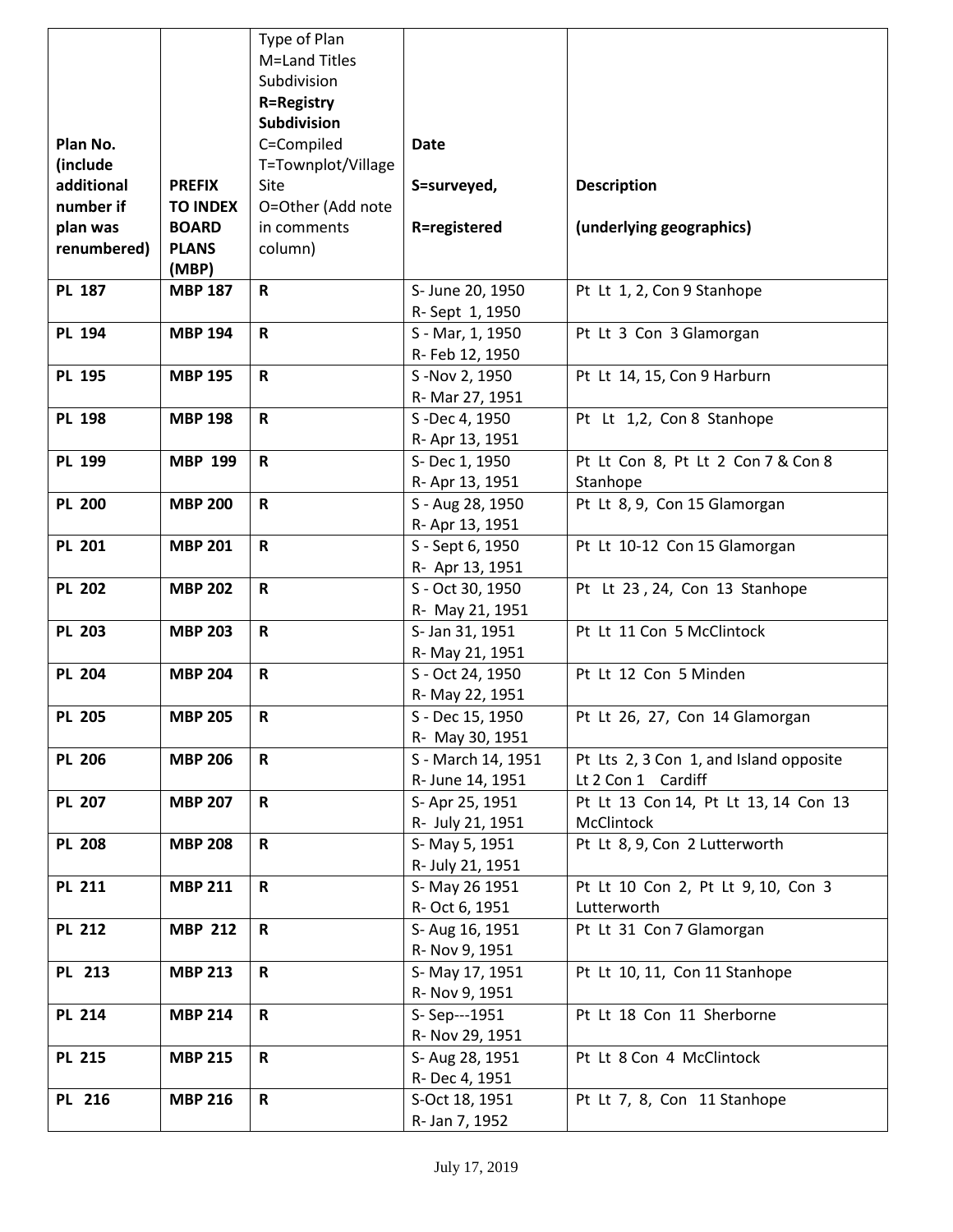| Plan No. (include additional number if plan was renumbered) | PREFIX TO INDEX BOARD PLANS (MBP) | Type of Plan M=Land Titles Subdivision **R=Registry Subdivision** C=Compiled T=Townplot/Village Site O=Other (Add note in comments column) | Date S=surveyed, R=registered | Description (underlying geographics) |
|---|---|---|---|---|
| **PL 187** | **MBP 187** | **R** | S- June 20, 1950 R- Sept 1, 1950 | Pt Lt 1, 2, Con 9 Stanhope |
| **PL 194** | **MBP 194** | **R** | S - Mar, 1, 1950 R- Feb 12, 1950 | Pt Lt 3 Con 3 Glamorgan |
| **PL 195** | **MBP 195** | **R** | S -Nov 2, 1950 R- Mar 27, 1951 | Pt Lt 14, 15, Con 9 Harburn |
| **PL 198** | **MBP 198** | **R** | S -Dec 4, 1950 R- Apr 13, 1951 | Pt Lt 1,2, Con 8 Stanhope |
| **PL 199** | **MBP 199** | **R** | S- Dec 1, 1950 R- Apr 13, 1951 | Pt Lt Con 8, Pt Lt 2 Con 7 & Con 8 Stanhope |
| **PL 200** | **MBP 200** | **R** | S - Aug 28, 1950 R- Apr 13, 1951 | Pt Lt 8, 9, Con 15 Glamorgan |
| **PL 201** | **MBP 201** | **R** | S - Sept 6, 1950 R- Apr 13, 1951 | Pt Lt 10-12 Con 15 Glamorgan |
| **PL 202** | **MBP 202** | **R** | S - Oct 30, 1950 R- May 21, 1951 | Pt Lt 23 , 24, Con 13 Stanhope |
| **PL 203** | **MBP 203** | **R** | S- Jan 31, 1951 R- May 21, 1951 | Pt Lt 11 Con 5 McClintock |
| **PL 204** | **MBP 204** | **R** | S - Oct 24, 1950 R- May 22, 1951 | Pt Lt 12 Con 5 Minden |
| **PL 205** | **MBP 205** | **R** | S - Dec 15, 1950 R- May 30, 1951 | Pt Lt 26, 27, Con 14 Glamorgan |
| **PL 206** | **MBP 206** | **R** | S - March 14, 1951 R- June 14, 1951 | Pt Lts 2, 3 Con 1, and Island opposite Lt 2 Con 1 Cardiff |
| **PL 207** | **MBP 207** | **R** | S- Apr 25, 1951 R- July 21, 1951 | Pt Lt 13 Con 14, Pt Lt 13, 14 Con 13 McClintock |
| **PL 208** | **MBP 208** | **R** | S- May 5, 1951 R- July 21, 1951 | Pt Lt 8, 9, Con 2 Lutterworth |
| **PL 211** | **MBP 211** | **R** | S- May 26 1951 R- Oct 6, 1951 | Pt Lt 10 Con 2, Pt Lt 9, 10, Con 3 Lutterworth |
| **PL 212** | **MBP 212** | **R** | S- Aug 16, 1951 R- Nov 9, 1951 | Pt Lt 31 Con 7 Glamorgan |
| **PL 213** | **MBP 213** | **R** | S- May 17, 1951 R- Nov 9, 1951 | Pt Lt 10, 11, Con 11 Stanhope |
| **PL 214** | **MBP 214** | **R** | S- Sep---1951 R- Nov 29, 1951 | Pt Lt 18 Con 11 Sherborne |
| **PL 215** | **MBP 215** | **R** | S- Aug 28, 1951 R- Dec 4, 1951 | Pt Lt 8 Con 4 McClintock |
| **PL 216** | **MBP 216** | **R** | S-Oct 18, 1951 R- Jan 7, 1952 | Pt Lt 7, 8, Con 11 Stanhope |

July 17, 2019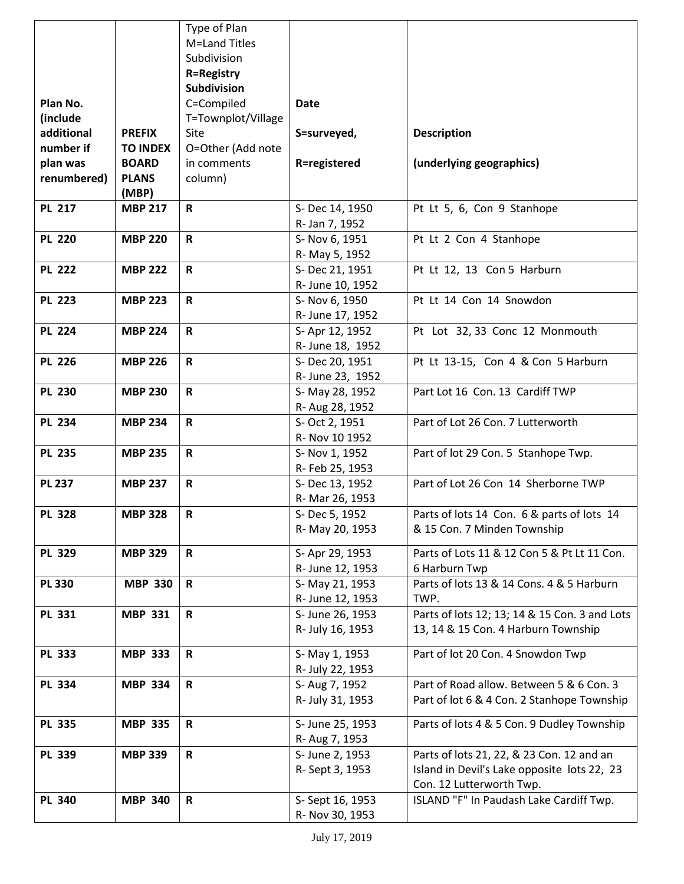| Plan No. (include additional number if plan was renumbered) | PREFIX TO INDEX BOARD PLANS (MBP) | Type of Plan M=Land Titles Subdivision **R=Registry Subdivision** C=Compiled T=Townplot/Village Site O=Other (Add note in comments column) | Date S=surveyed, R=registered | Description (underlying geographics) |
|---|---|---|---|---|
| **PL 217** | **MBP 217** | **R** | S- Dec 14, 1950 R- Jan 7, 1952 | Pt Lt 5, 6, Con 9 Stanhope |
| **PL 220** | **MBP 220** | **R** | S- Nov 6, 1951 R- May 5, 1952 | Pt Lt 2 Con 4 Stanhope |
| **PL 222** | **MBP 222** | **R** | S- Dec 21, 1951 R- June 10, 1952 | Pt Lt 12, 13 Con 5 Harburn |
| **PL 223** | **MBP 223** | **R** | S- Nov 6, 1950 R- June 17, 1952 | Pt Lt 14 Con 14 Snowdon |
| **PL 224** | **MBP 224** | **R** | S- Apr 12, 1952 R- June 18, 1952 | Pt Lot 32, 33 Conc 12 Monmouth |
| **PL 226** | **MBP 226** | **R** | S- Dec 20, 1951 R- June 23, 1952 | Pt Lt 13-15, Con 4 & Con 5 Harburn |
| **PL 230** | **MBP 230** | **R** | S- May 28, 1952 R- Aug 28, 1952 | Part Lot 16 Con. 13 Cardiff TWP |
| **PL 234** | **MBP 234** | **R** | S- Oct 2, 1951 R- Nov 10 1952 | Part of Lot 26 Con. 7 Lutterworth |
| **PL 235** | **MBP 235** | **R** | S- Nov 1, 1952 R- Feb 25, 1953 | Part of lot 29 Con. 5 Stanhope Twp. |
| **PL 237** | **MBP 237** | **R** | S- Dec 13, 1952 R- Mar 26, 1953 | Part of Lot 26 Con 14 Sherborne TWP |
| **PL 328** | **MBP 328** | **R** | S- Dec 5, 1952 R- May 20, 1953 | Parts of lots 14 Con. 6 & parts of lots 14 & 15 Con. 7 Minden Township |
| **PL 329** | **MBP 329** | **R** | S- Apr 29, 1953 R- June 12, 1953 | Parts of Lots 11 & 12 Con 5 & Pt Lt 11 Con. 6 Harburn Twp |
| **PL 330** | **MBP 330** | **R** | S- May 21, 1953 R- June 12, 1953 | Parts of lots 13 & 14 Cons. 4 & 5 Harburn TWP. |
| **PL 331** | **MBP 331** | **R** | S- June 26, 1953 R- July 16, 1953 | Parts of lots 12; 13; 14 & 15 Con. 3 and Lots 13, 14 & 15 Con. 4 Harburn Township |
| **PL 333** | **MBP 333** | **R** | S- May 1, 1953 R- July 22, 1953 | Part of lot 20 Con. 4 Snowdon Twp |
| **PL 334** | **MBP 334** | **R** | S- Aug 7, 1952 R- July 31, 1953 | Part of Road allow. Between 5 & 6 Con. 3 Part of lot 6 & 4 Con. 2 Stanhope Township |
| **PL 335** | **MBP 335** | **R** | S- June 25, 1953 R- Aug 7, 1953 | Parts of lots 4 & 5 Con. 9 Dudley Township |
| **PL 339** | **MBP 339** | **R** | S- June 2, 1953 R- Sept 3, 1953 | Parts of lots 21, 22, & 23 Con. 12 and an Island in Devil's Lake opposite lots 22, 23 Con. 12 Lutterworth Twp. |
| **PL 340** | **MBP 340** | **R** | S- Sept 16, 1953 R- Nov 30, 1953 | ISLAND "F" In Paudash Lake Cardiff Twp. |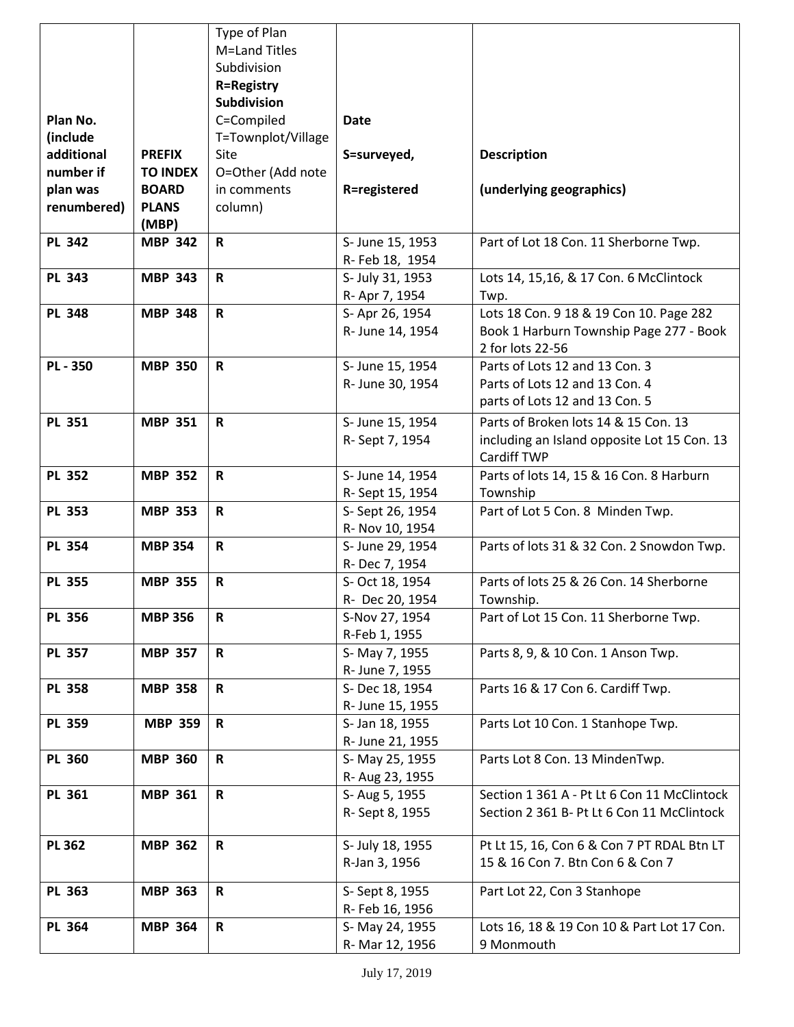| Plan No. (include additional number if plan was renumbered) | PREFIX TO INDEX BOARD PLANS (MBP) | Type of Plan M=Land Titles Subdivision **R=Registry Subdivision** C=Compiled T=Townplot/Village Site O=Other (Add note in comments column) | Date S=surveyed, R=registered | Description (underlying geographics) |
|---|---|---|---|---|
| **PL 342** | **MBP 342** | **R** | S- June 15, 1953<br>R- Feb 18, 1954 | Part of Lot 18 Con. 11 Sherborne Twp. |
| **PL 343** | **MBP 343** | **R** | S- July 31, 1953<br>R- Apr 7, 1954 | Lots 14, 15,16, & 17 Con. 6 McClintock Twp. |
| **PL 348** | **MBP 348** | **R** | S- Apr 26, 1954<br>R- June 14, 1954 | Lots 18 Con. 9 18 & 19 Con 10. Page 282 Book 1 Harburn Township Page 277 - Book 2 for lots 22-56 |
| **PL - 350** | **MBP 350** | **R** | S- June 15, 1954<br>R- June 30, 1954 | Parts of Lots 12 and 13 Con. 3<br>Parts of Lots 12 and 13 Con. 4<br>parts of Lots 12 and 13 Con. 5 |
| **PL 351** | **MBP 351** | **R** | S- June 15, 1954<br>R- Sept 7, 1954 | Parts of Broken lots 14 & 15 Con. 13 including an Island opposite Lot 15 Con. 13 Cardiff TWP |
| **PL 352** | **MBP 352** | **R** | S- June 14, 1954<br>R- Sept 15, 1954 | Parts of lots 14, 15 & 16 Con. 8 Harburn Township |
| **PL 353** | **MBP 353** | **R** | S- Sept 26, 1954<br>R- Nov 10, 1954 | Part of Lot 5 Con. 8 Minden Twp. |
| **PL 354** | **MBP 354** | **R** | S- June 29, 1954<br>R- Dec 7, 1954 | Parts of lots 31 & 32 Con. 2 Snowdon Twp. |
| **PL 355** | **MBP 355** | **R** | S- Oct 18, 1954<br>R- Dec 20, 1954 | Parts of lots 25 & 26 Con. 14 Sherborne Township. |
| **PL 356** | **MBP 356** | **R** | S-Nov 27, 1954<br>R-Feb 1, 1955 | Part of Lot 15 Con. 11 Sherborne Twp. |
| **PL 357** | **MBP 357** | **R** | S- May 7, 1955<br>R- June 7, 1955 | Parts 8, 9, & 10 Con. 1 Anson Twp. |
| **PL 358** | **MBP 358** | **R** | S- Dec 18, 1954<br>R- June 15, 1955 | Parts 16 & 17 Con 6. Cardiff Twp. |
| **PL 359** | **MBP 359** | **R** | S- Jan 18, 1955<br>R- June 21, 1955 | Parts Lot 10 Con. 1 Stanhope Twp. |
| **PL 360** | **MBP 360** | **R** | S- May 25, 1955<br>R- Aug 23, 1955 | Parts Lot 8 Con. 13 MindenTwp. |
| **PL 361** | **MBP 361** | **R** | S- Aug 5, 1955<br>R- Sept 8, 1955 | Section 1 361 A - Pt Lt 6 Con 11 McClintock<br>Section 2 361 B- Pt Lt 6 Con 11 McClintock |
| **PL 362** | **MBP 362** | **R** | S- July 18, 1955<br>R-Jan 3, 1956 | Pt Lt 15, 16, Con 6 & Con 7 PT RDAL Btn LT 15 & 16 Con 7. Btn Con 6 & Con 7 |
| **PL 363** | **MBP 363** | **R** | S- Sept 8, 1955<br>R- Feb 16, 1956 | Part Lot 22, Con 3 Stanhope |
| **PL 364** | **MBP 364** | **R** | S- May 24, 1955<br>R- Mar 12, 1956 | Lots 16, 18 & 19 Con 10 & Part Lot 17 Con. 9 Monmouth |

July 17, 2019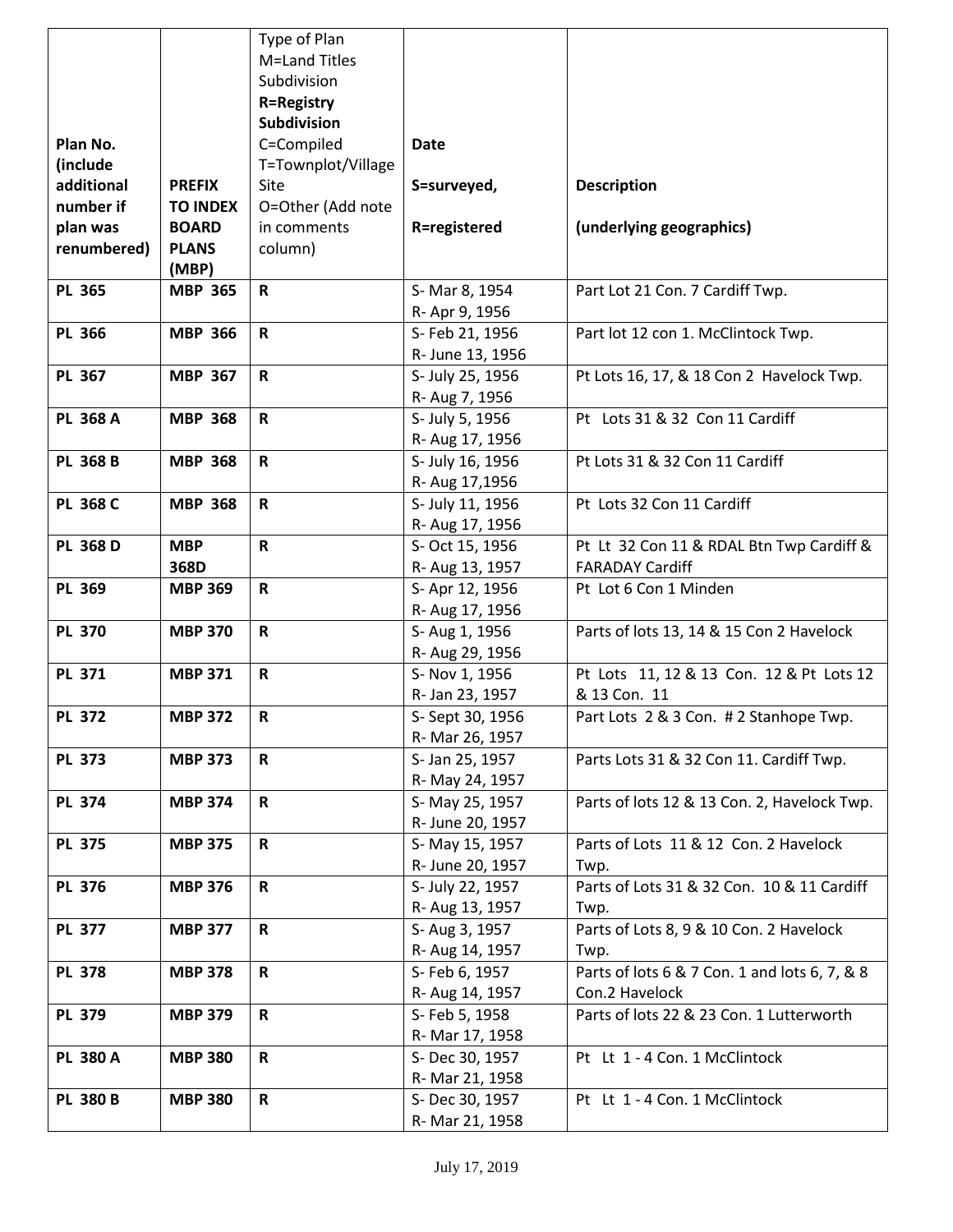| Plan No. (include additional number if plan was renumbered) | PREFIX TO INDEX BOARD PLANS (MBP) | Type of Plan M=Land Titles Subdivision **R=Registry Subdivision** C=Compiled T=Townplot/Village Site O=Other (Add note in comments column) | Date S=surveyed, R=registered | Description (underlying geographics) |
|---|---|---|---|---|
| **PL 365** | **MBP 365** | **R** | S- Mar 8, 1954 R- Apr 9, 1956 | Part Lot 21 Con. 7 Cardiff Twp. |
| **PL 366** | **MBP 366** | **R** | S- Feb 21, 1956 R- June 13, 1956 | Part lot 12 con 1. McClintock Twp. |
| **PL 367** | **MBP 367** | **R** | S- July 25, 1956 R- Aug 7, 1956 | Pt Lots 16, 17, & 18 Con 2 Havelock Twp. |
| **PL 368 A** | **MBP 368** | **R** | S- July 5, 1956 R- Aug 17, 1956 | Pt Lots 31 & 32 Con 11 Cardiff |
| **PL 368 B** | **MBP 368** | **R** | S- July 16, 1956 R- Aug 17,1956 | Pt Lots 31 & 32 Con 11 Cardiff |
| **PL 368 C** | **MBP 368** | **R** | S- July 11, 1956 R- Aug 17, 1956 | Pt Lots 32 Con 11 Cardiff |
| **PL 368 D** | **MBP 368D** | **R** | S- Oct 15, 1956 R- Aug 13, 1957 | Pt Lt 32 Con 11 & RDAL Btn Twp Cardiff & FARADAY Cardiff |
| **PL 369** | **MBP 369** | **R** | S- Apr 12, 1956 R- Aug 17, 1956 | Pt Lot 6 Con 1 Minden |
| **PL 370** | **MBP 370** | **R** | S- Aug 1, 1956 R- Aug 29, 1956 | Parts of lots 13, 14 & 15 Con 2 Havelock |
| **PL 371** | **MBP 371** | **R** | S- Nov 1, 1956 R- Jan 23, 1957 | Pt Lots 11, 12 & 13 Con. 12 & Pt Lots 12 & 13 Con. 11 |
| **PL 372** | **MBP 372** | **R** | S- Sept 30, 1956 R- Mar 26, 1957 | Part Lots 2 & 3 Con. # 2 Stanhope Twp. |
| **PL 373** | **MBP 373** | **R** | S- Jan 25, 1957 R- May 24, 1957 | Parts Lots 31 & 32 Con 11. Cardiff Twp. |
| **PL 374** | **MBP 374** | **R** | S- May 25, 1957 R- June 20, 1957 | Parts of lots 12 & 13 Con. 2, Havelock Twp. |
| **PL 375** | **MBP 375** | **R** | S- May 15, 1957 R- June 20, 1957 | Parts of Lots 11 & 12 Con. 2 Havelock Twp. |
| **PL 376** | **MBP 376** | **R** | S- July 22, 1957 R- Aug 13, 1957 | Parts of Lots 31 & 32 Con. 10 & 11 Cardiff Twp. |
| **PL 377** | **MBP 377** | **R** | S- Aug 3, 1957 R- Aug 14, 1957 | Parts of Lots 8, 9 & 10 Con. 2 Havelock Twp. |
| **PL 378** | **MBP 378** | **R** | S- Feb 6, 1957 R- Aug 14, 1957 | Parts of lots 6 & 7 Con. 1 and lots 6, 7, & 8 Con.2 Havelock |
| **PL 379** | **MBP 379** | **R** | S- Feb 5, 1958 R- Mar 17, 1958 | Parts of lots 22 & 23 Con. 1 Lutterworth |
| **PL 380 A** | **MBP 380** | **R** | S- Dec 30, 1957 R- Mar 21, 1958 | Pt Lt 1 - 4 Con. 1 McClintock |
| **PL 380 B** | **MBP 380** | **R** | S- Dec 30, 1957 R- Mar 21, 1958 | Pt Lt 1 - 4 Con. 1 McClintock |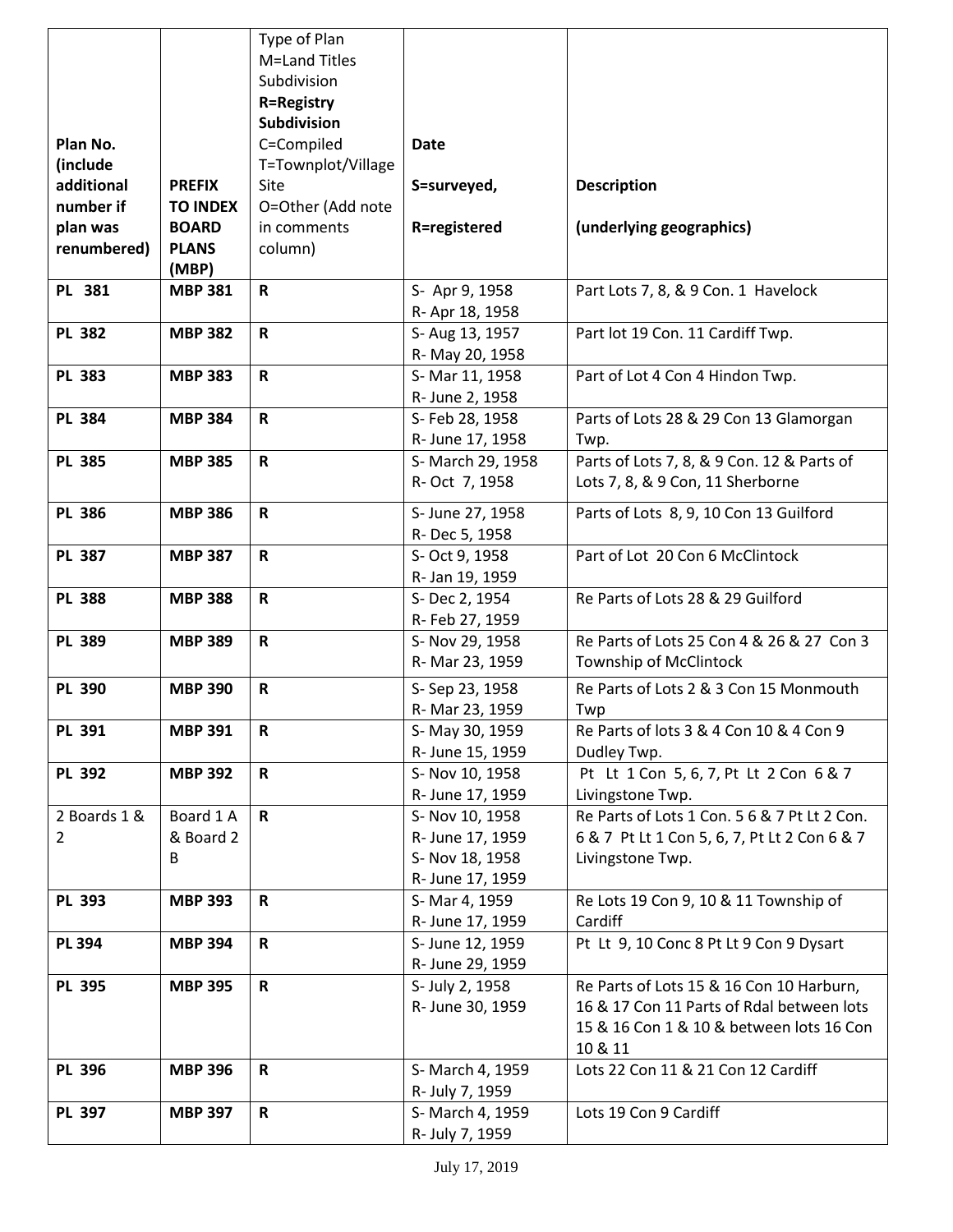| Plan No. (include additional number if plan was renumbered) | PREFIX TO INDEX BOARD PLANS (MBP) | Type of Plan M=Land Titles Subdivision **R=Registry Subdivision** C=Compiled T=Townplot/Village Site O=Other (Add note in comments column) | **Date** **S=surveyed,** **R=registered** | **Description** **(underlying geographics)** |
|---|---|---|---|---|
| **PL 381** | **MBP 381** | **R** | S- Apr 9, 1958 R- Apr 18, 1958 | Part Lots 7, 8, & 9 Con. 1 Havelock |
| **PL 382** | **MBP 382** | **R** | S- Aug 13, 1957 R- May 20, 1958 | Part lot 19 Con. 11 Cardiff Twp. |
| **PL 383** | **MBP 383** | **R** | S- Mar 11, 1958 R- June 2, 1958 | Part of Lot 4 Con 4 Hindon Twp. |
| **PL 384** | **MBP 384** | **R** | S- Feb 28, 1958 R- June 17, 1958 | Parts of Lots 28 & 29 Con 13 Glamorgan Twp. |
| **PL 385** | **MBP 385** | **R** | S- March 29, 1958 R- Oct 7, 1958 | Parts of Lots 7, 8, & 9 Con. 12 & Parts of Lots 7, 8, & 9 Con, 11 Sherborne |
| **PL 386** | **MBP 386** | **R** | S- June 27, 1958 R- Dec 5, 1958 | Parts of Lots 8, 9, 10 Con 13 Guilford |
| **PL 387** | **MBP 387** | **R** | S- Oct 9, 1958 R- Jan 19, 1959 | Part of Lot 20 Con 6 McClintock |
| **PL 388** | **MBP 388** | **R** | S- Dec 2, 1954 R- Feb 27, 1959 | Re Parts of Lots 28 & 29 Guilford |
| **PL 389** | **MBP 389** | **R** | S- Nov 29, 1958 R- Mar 23, 1959 | Re Parts of Lots 25 Con 4 & 26 & 27 Con 3 Township of McClintock |
| **PL 390** | **MBP 390** | **R** | S- Sep 23, 1958 R- Mar 23, 1959 | Re Parts of Lots 2 & 3 Con 15 Monmouth Twp |
| **PL 391** | **MBP 391** | **R** | S- May 30, 1959 R- June 15, 1959 | Re Parts of lots 3 & 4 Con 10 & 4 Con 9 Dudley Twp. |
| **PL 392** | **MBP 392** | **R** | S- Nov 10, 1958 R- June 17, 1959 | Pt Lt 1 Con 5, 6, 7, Pt Lt 2 Con 6 & 7 Livingstone Twp. |
| 2 Boards 1 & 2 | Board 1 A & Board 2 B | **R** | S- Nov 10, 1958 R- June 17, 1959 S- Nov 18, 1958 R- June 17, 1959 | Re Parts of Lots 1 Con. 5 6 & 7 Pt Lt 2 Con. 6 & 7 Pt Lt 1 Con 5, 6, 7, Pt Lt 2 Con 6 & 7 Livingstone Twp. |
| **PL 393** | **MBP 393** | **R** | S- Mar 4, 1959 R- June 17, 1959 | Re Lots 19 Con 9, 10 & 11 Township of Cardiff |
| **PL 394** | **MBP 394** | **R** | S- June 12, 1959 R- June 29, 1959 | Pt Lt 9, 10 Conc 8 Pt Lt 9 Con 9 Dysart |
| **PL 395** | **MBP 395** | **R** | S- July 2, 1958 R- June 30, 1959 | Re Parts of Lots 15 & 16 Con 10 Harburn, 16 & 17 Con 11 Parts of Rdal between lots 15 & 16 Con 1 & 10 & between lots 16 Con 10 & 11 |
| **PL 396** | **MBP 396** | **R** | S- March 4, 1959 R- July 7, 1959 | Lots 22 Con 11 & 21 Con 12 Cardiff |
| **PL 397** | **MBP 397** | **R** | S- March 4, 1959 R- July 7, 1959 | Lots 19 Con 9 Cardiff |

July 17, 2019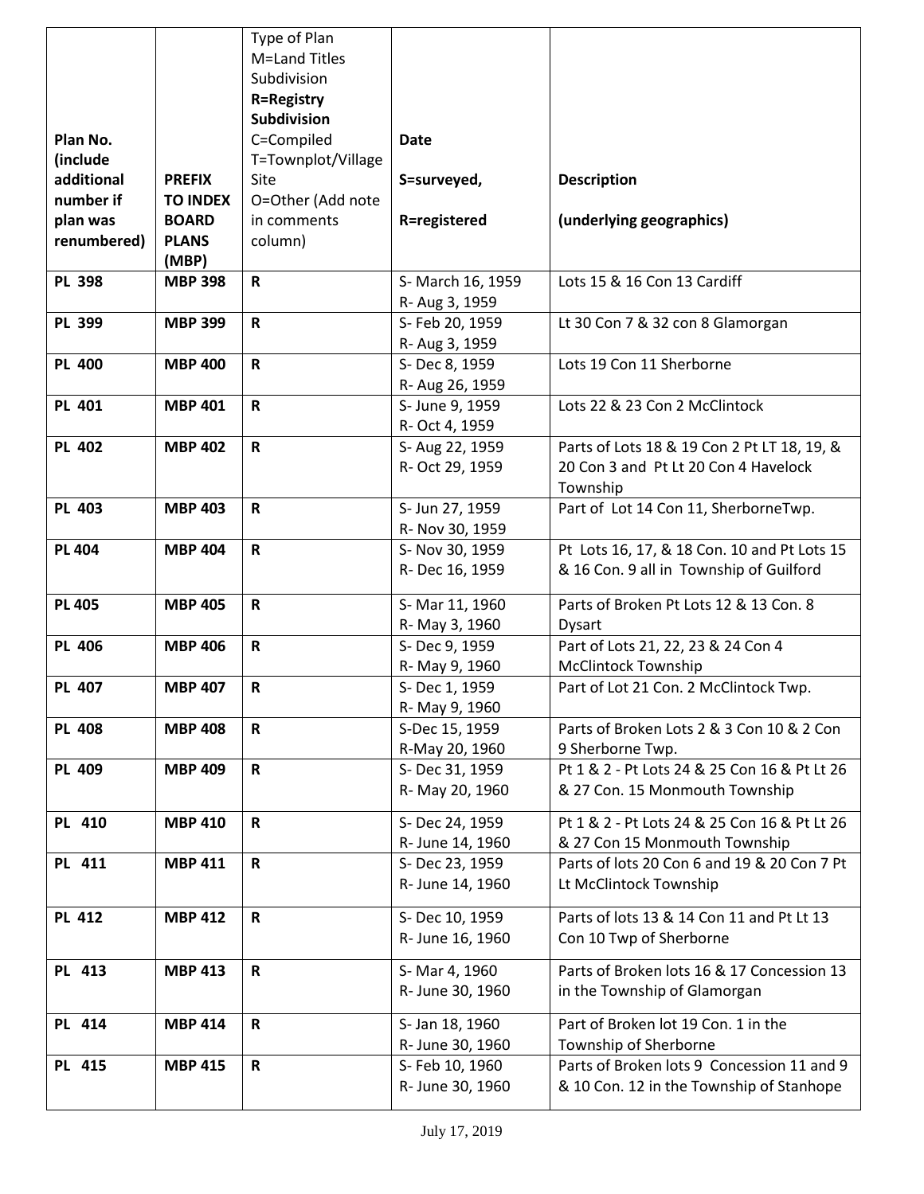| Plan No. (include additional number if plan was renumbered) | PREFIX TO INDEX BOARD PLANS (MBP) | Type of Plan M=Land Titles Subdivision **R=Registry Subdivision** C=Compiled T=Townplot/Village Site O=Other (Add note in comments column) | Date S=surveyed, R=registered | Description (underlying geographics) |
|---|---|---|---|---|
| **PL 398** | **MBP 398** | **R** | S- March 16, 1959 R- Aug 3, 1959 | Lots 15 & 16 Con 13 Cardiff |
| **PL 399** | **MBP 399** | **R** | S- Feb 20, 1959 R- Aug 3, 1959 | Lt 30 Con 7 & 32 con 8 Glamorgan |
| **PL 400** | **MBP 400** | **R** | S- Dec 8, 1959 R- Aug 26, 1959 | Lots 19 Con 11 Sherborne |
| **PL 401** | **MBP 401** | **R** | S- June 9, 1959 R- Oct 4, 1959 | Lots 22 & 23 Con 2 McClintock |
| **PL 402** | **MBP 402** | **R** | S- Aug 22, 1959 R- Oct 29, 1959 | Parts of Lots 18 & 19 Con 2 Pt LT 18, 19, & 20 Con 3 and Pt Lt 20 Con 4 Havelock Township |
| **PL 403** | **MBP 403** | **R** | S- Jun 27, 1959 R- Nov 30, 1959 | Part of Lot 14 Con 11, SherborneTwp. |
| **PL 404** | **MBP 404** | **R** | S- Nov 30, 1959 R- Dec 16, 1959 | Pt Lots 16, 17, & 18 Con. 10 and Pt Lots 15 & 16 Con. 9 all in Township of Guilford |
| **PL 405** | **MBP 405** | **R** | S- Mar 11, 1960 R- May 3, 1960 | Parts of Broken Pt Lots 12 & 13 Con. 8 Dysart |
| **PL 406** | **MBP 406** | **R** | S- Dec 9, 1959 R- May 9, 1960 | Part of Lots 21, 22, 23 & 24 Con 4 McClintock Township |
| **PL 407** | **MBP 407** | **R** | S- Dec 1, 1959 R- May 9, 1960 | Part of Lot 21 Con. 2 McClintock Twp. |
| **PL 408** | **MBP 408** | **R** | S-Dec 15, 1959 R-May 20, 1960 | Parts of Broken Lots 2 & 3 Con 10 & 2 Con 9 Sherborne Twp. |
| **PL 409** | **MBP 409** | **R** | S- Dec 31, 1959 R- May 20, 1960 | Pt 1 & 2 - Pt Lots 24 & 25 Con 16 & Pt Lt 26 & 27 Con. 15 Monmouth Township |
| **PL 410** | **MBP 410** | **R** | S- Dec 24, 1959 R- June 14, 1960 | Pt 1 & 2 - Pt Lots 24 & 25 Con 16 & Pt Lt 26 & 27 Con 15 Monmouth Township |
| **PL 411** | **MBP 411** | **R** | S- Dec 23, 1959 R- June 14, 1960 | Parts of lots 20 Con 6 and 19 & 20 Con 7 Pt Lt McClintock Township |
| **PL 412** | **MBP 412** | **R** | S- Dec 10, 1959 R- June 16, 1960 | Parts of lots 13 & 14 Con 11 and Pt Lt 13 Con 10 Twp of Sherborne |
| **PL 413** | **MBP 413** | **R** | S- Mar 4, 1960 R- June 30, 1960 | Parts of Broken lots 16 & 17 Concession 13 in the Township of Glamorgan |
| **PL 414** | **MBP 414** | **R** | S- Jan 18, 1960 R- June 30, 1960 | Part of Broken lot 19 Con. 1 in the Township of Sherborne |
| **PL 415** | **MBP 415** | **R** | S- Feb 10, 1960 R- June 30, 1960 | Parts of Broken lots 9 Concession 11 and 9 & 10 Con. 12 in the Township of Stanhope |

July 17, 2019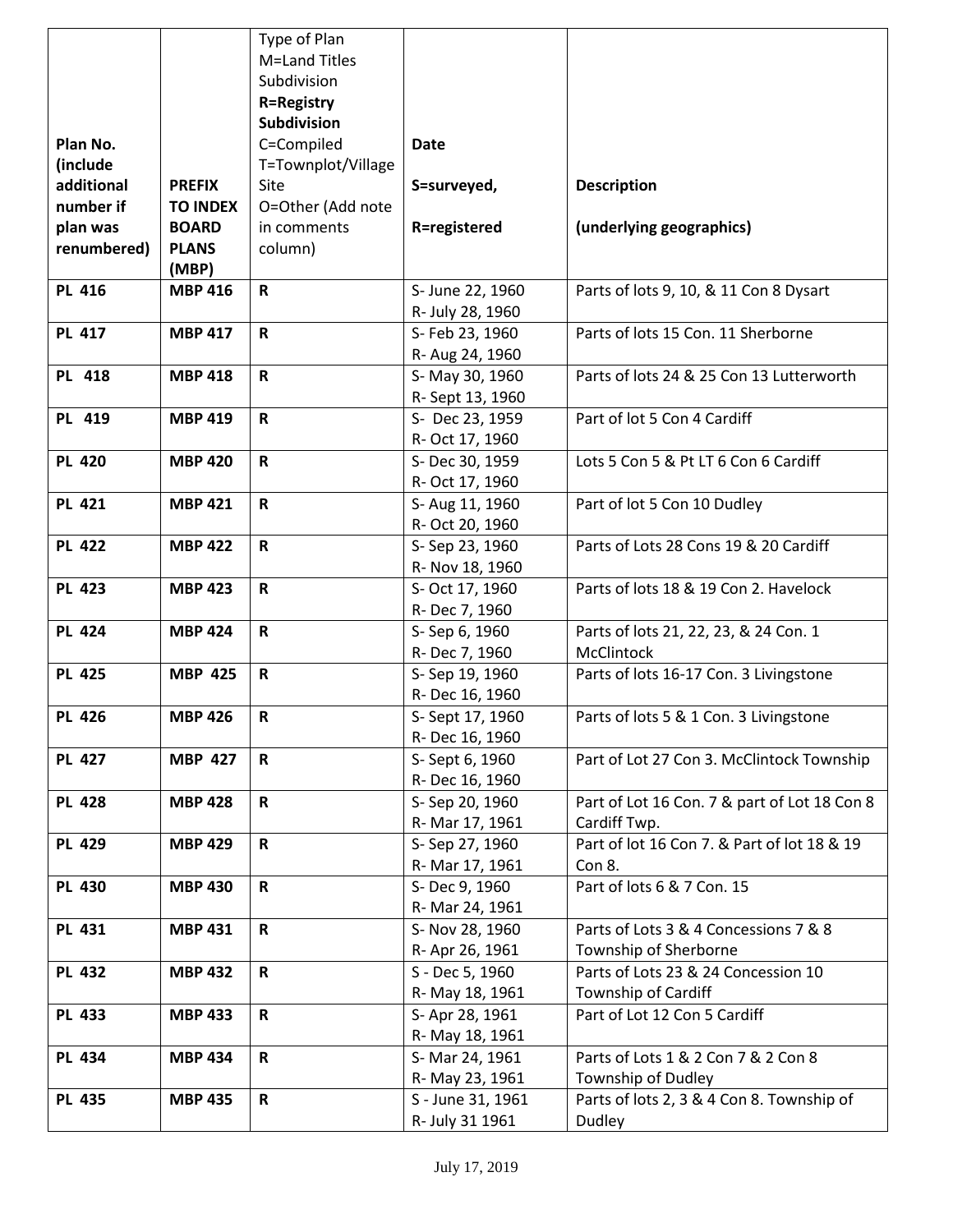| Plan No. (include additional number if plan was renumbered) | PREFIX TO INDEX BOARD PLANS (MBP) | Type of Plan M=Land Titles Subdivision **R=Registry Subdivision** C=Compiled T=Townplot/Village Site O=Other (Add note in comments column) | Date S=surveyed, R=registered | Description (underlying geographics) |
|---|---|---|---|---|
| **PL 416** | **MBP 416** | **R** | S- June 22, 1960 R- July 28, 1960 | Parts of lots 9, 10, & 11 Con 8 Dysart |
| **PL 417** | **MBP 417** | **R** | S- Feb 23, 1960 R- Aug 24, 1960 | Parts of lots 15 Con. 11 Sherborne |
| **PL 418** | **MBP 418** | **R** | S- May 30, 1960 R- Sept 13, 1960 | Parts of lots 24 & 25 Con 13 Lutterworth |
| **PL 419** | **MBP 419** | **R** | S- Dec 23, 1959 R- Oct 17, 1960 | Part of lot 5 Con 4 Cardiff |
| **PL 420** | **MBP 420** | **R** | S- Dec 30, 1959 R- Oct 17, 1960 | Lots 5 Con 5 & Pt LT 6 Con 6 Cardiff |
| **PL 421** | **MBP 421** | **R** | S- Aug 11, 1960 R- Oct 20, 1960 | Part of lot 5 Con 10 Dudley |
| **PL 422** | **MBP 422** | **R** | S- Sep 23, 1960 R- Nov 18, 1960 | Parts of Lots 28 Cons 19 & 20 Cardiff |
| **PL 423** | **MBP 423** | **R** | S- Oct 17, 1960 R- Dec 7, 1960 | Parts of lots 18 & 19 Con 2. Havelock |
| **PL 424** | **MBP 424** | **R** | S- Sep 6, 1960 R- Dec 7, 1960 | Parts of lots 21, 22, 23, & 24 Con. 1 McClintock |
| **PL 425** | **MBP 425** | **R** | S- Sep 19, 1960 R- Dec 16, 1960 | Parts of lots 16-17 Con. 3 Livingstone |
| **PL 426** | **MBP 426** | **R** | S- Sept 17, 1960 R- Dec 16, 1960 | Parts of lots 5 & 1 Con. 3 Livingstone |
| **PL 427** | **MBP 427** | **R** | S- Sept 6, 1960 R- Dec 16, 1960 | Part of Lot 27 Con 3. McClintock Township |
| **PL 428** | **MBP 428** | **R** | S- Sep 20, 1960 R- Mar 17, 1961 | Part of Lot 16 Con. 7 & part of Lot 18 Con 8 Cardiff Twp. |
| **PL 429** | **MBP 429** | **R** | S- Sep 27, 1960 R- Mar 17, 1961 | Part of lot 16 Con 7. & Part of lot 18 & 19 Con 8. |
| **PL 430** | **MBP 430** | **R** | S- Dec 9, 1960 R- Mar 24, 1961 | Part of lots 6 & 7 Con. 15 |
| **PL 431** | **MBP 431** | **R** | S- Nov 28, 1960 R- Apr 26, 1961 | Parts of Lots 3 & 4 Concessions 7 & 8 Township of Sherborne |
| **PL 432** | **MBP 432** | **R** | S - Dec 5, 1960 R- May 18, 1961 | Parts of Lots 23 & 24 Concession 10 Township of Cardiff |
| **PL 433** | **MBP 433** | **R** | S- Apr 28, 1961 R- May 18, 1961 | Part of Lot 12 Con 5 Cardiff |
| **PL 434** | **MBP 434** | **R** | S- Mar 24, 1961 R- May 23, 1961 | Parts of Lots 1 & 2 Con 7 & 2 Con 8 Township of Dudley |
| **PL 435** | **MBP 435** | **R** | S - June 31, 1961 R- July 31 1961 | Parts of lots 2, 3 & 4 Con 8. Township of Dudley |

July 17, 2019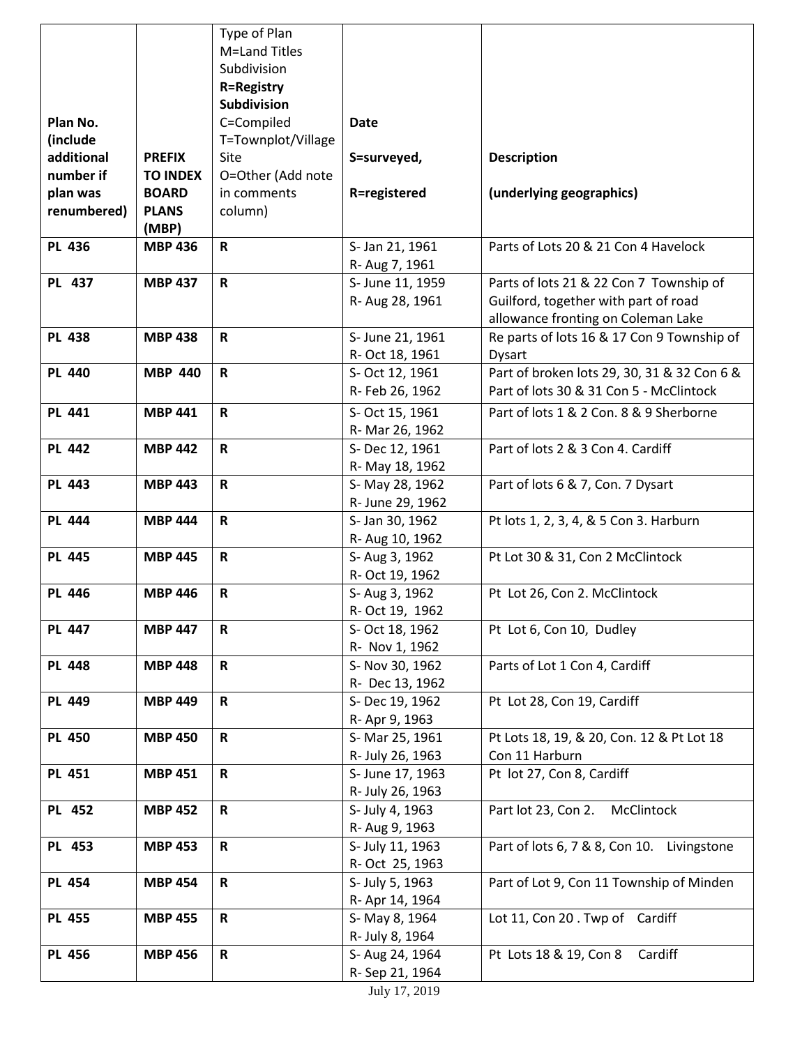| Plan No. (include additional number if plan was renumbered) | PREFIX TO INDEX BOARD PLANS (MBP) | Type of Plan M=Land Titles Subdivision **R=Registry Subdivision** C=Compiled T=Townplot/Village Site O=Other (Add note in comments column) | Date S=surveyed, R=registered | Description (underlying geographics) |
|---|---|---|---|---|
| **PL 436** | **MBP 436** | **R** | S- Jan 21, 1961 R- Aug 7, 1961 | Parts of Lots 20 & 21 Con 4 Havelock |
| **PL 437** | **MBP 437** | **R** | S- June 11, 1959 R- Aug 28, 1961 | Parts of lots 21 & 22 Con 7 Township of Guilford, together with part of road allowance fronting on Coleman Lake |
| **PL 438** | **MBP 438** | **R** | S- June 21, 1961 R- Oct 18, 1961 | Re parts of lots 16 & 17 Con 9 Township of Dysart |
| **PL 440** | **MBP 440** | **R** | S- Oct 12, 1961 R- Feb 26, 1962 | Part of broken lots 29, 30, 31 & 32 Con 6 & Part of lots 30 & 31 Con 5 - McClintock |
| **PL 441** | **MBP 441** | **R** | S- Oct 15, 1961 R- Mar 26, 1962 | Part of lots 1 & 2 Con. 8 & 9 Sherborne |
| **PL 442** | **MBP 442** | **R** | S- Dec 12, 1961 R- May 18, 1962 | Part of lots 2 & 3 Con 4. Cardiff |
| **PL 443** | **MBP 443** | **R** | S- May 28, 1962 R- June 29, 1962 | Part of lots 6 & 7, Con. 7 Dysart |
| **PL 444** | **MBP 444** | **R** | S- Jan 30, 1962 R- Aug 10, 1962 | Pt lots 1, 2, 3, 4, & 5 Con 3. Harburn |
| **PL 445** | **MBP 445** | **R** | S- Aug 3, 1962 R- Oct 19, 1962 | Pt Lot 30 & 31, Con 2 McClintock |
| **PL 446** | **MBP 446** | **R** | S- Aug 3, 1962 R- Oct 19, 1962 | Pt Lot 26, Con 2. McClintock |
| **PL 447** | **MBP 447** | **R** | S- Oct 18, 1962 R- Nov 1, 1962 | Pt Lot 6, Con 10, Dudley |
| **PL 448** | **MBP 448** | **R** | S- Nov 30, 1962 R- Dec 13, 1962 | Parts of Lot 1 Con 4, Cardiff |
| **PL 449** | **MBP 449** | **R** | S- Dec 19, 1962 R- Apr 9, 1963 | Pt Lot 28, Con 19, Cardiff |
| **PL 450** | **MBP 450** | **R** | S- Mar 25, 1961 R- July 26, 1963 | Pt Lots 18, 19, & 20, Con. 12 & Pt Lot 18 Con 11 Harburn |
| **PL 451** | **MBP 451** | **R** | S- June 17, 1963 R- July 26, 1963 | Pt lot 27, Con 8, Cardiff |
| **PL 452** | **MBP 452** | **R** | S- July 4, 1963 R- Aug 9, 1963 | Part lot 23, Con 2. McClintock |
| **PL 453** | **MBP 453** | **R** | S- July 11, 1963 R- Oct 25, 1963 | Part of lots 6, 7 & 8, Con 10. Livingstone |
| **PL 454** | **MBP 454** | **R** | S- July 5, 1963 R- Apr 14, 1964 | Part of Lot 9, Con 11 Township of Minden |
| **PL 455** | **MBP 455** | **R** | S- May 8, 1964 R- July 8, 1964 | Lot 11, Con 20 . Twp of Cardiff |
| **PL 456** | **MBP 456** | **R** | S- Aug 24, 1964 R- Sep 21, 1964 | Pt Lots 18 & 19, Con 8 Cardiff |

July 17, 2019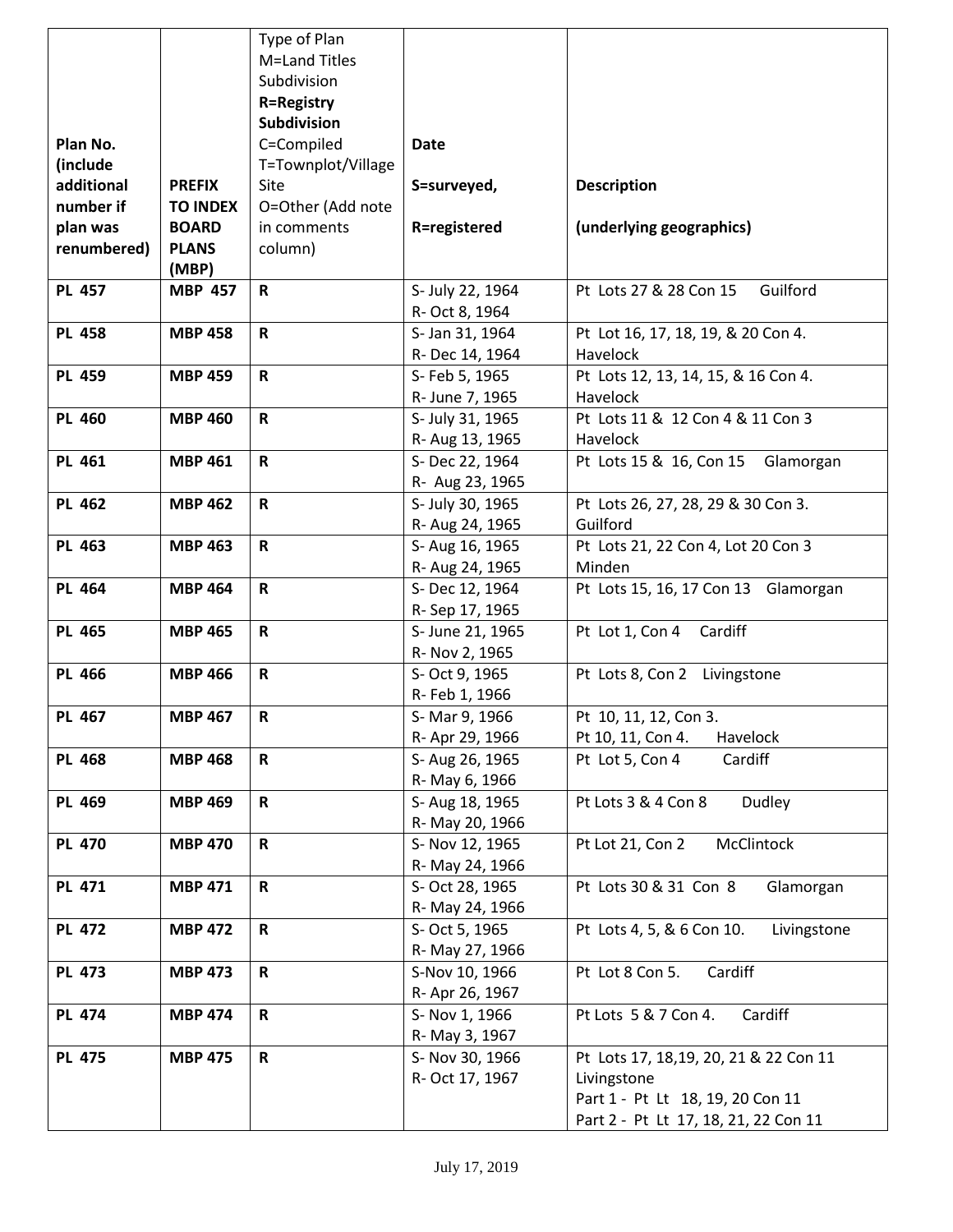| Plan No. (include additional number if plan was renumbered) | PREFIX TO INDEX BOARD PLANS (MBP) | Type of Plan M=Land Titles Subdivision **R=Registry Subdivision** C=Compiled T=Townplot/Village Site O=Other (Add note in comments column) | Date S=surveyed, R=registered | Description (underlying geographics) |
|---|---|---|---|---|
| **PL 457** | **MBP 457** | **R** | S- July 22, 1964 R- Oct 8, 1964 | Pt Lots 27 & 28 Con 15 Guilford |
| **PL 458** | **MBP 458** | **R** | S- Jan 31, 1964 R- Dec 14, 1964 | Pt Lot 16, 17, 18, 19, & 20 Con 4. Havelock |
| **PL 459** | **MBP 459** | **R** | S- Feb 5, 1965 R- June 7, 1965 | Pt Lots 12, 13, 14, 15, & 16 Con 4. Havelock |
| **PL 460** | **MBP 460** | **R** | S- July 31, 1965 R- Aug 13, 1965 | Pt Lots 11 & 12 Con 4 & 11 Con 3 Havelock |
| **PL 461** | **MBP 461** | **R** | S- Dec 22, 1964 R- Aug 23, 1965 | Pt Lots 15 & 16, Con 15 Glamorgan |
| **PL 462** | **MBP 462** | **R** | S- July 30, 1965 R- Aug 24, 1965 | Pt Lots 26, 27, 28, 29 & 30 Con 3. Guilford |
| **PL 463** | **MBP 463** | **R** | S- Aug 16, 1965 R- Aug 24, 1965 | Pt Lots 21, 22 Con 4, Lot 20 Con 3 Minden |
| **PL 464** | **MBP 464** | **R** | S- Dec 12, 1964 R- Sep 17, 1965 | Pt Lots 15, 16, 17 Con 13 Glamorgan |
| **PL 465** | **MBP 465** | **R** | S- June 21, 1965 R- Nov 2, 1965 | Pt Lot 1, Con 4 Cardiff |
| **PL 466** | **MBP 466** | **R** | S- Oct 9, 1965 R- Feb 1, 1966 | Pt Lots 8, Con 2 Livingstone |
| **PL 467** | **MBP 467** | **R** | S- Mar 9, 1966 R- Apr 29, 1966 | Pt 10, 11, 12, Con 3. Pt 10, 11, Con 4. Havelock |
| **PL 468** | **MBP 468** | **R** | S- Aug 26, 1965 R- May 6, 1966 | Pt Lot 5, Con 4 Cardiff |
| **PL 469** | **MBP 469** | **R** | S- Aug 18, 1965 R- May 20, 1966 | Pt Lots 3 & 4 Con 8 Dudley |
| **PL 470** | **MBP 470** | **R** | S- Nov 12, 1965 R- May 24, 1966 | Pt Lot 21, Con 2 McClintock |
| **PL 471** | **MBP 471** | **R** | S- Oct 28, 1965 R- May 24, 1966 | Pt Lots 30 & 31 Con 8 Glamorgan |
| **PL 472** | **MBP 472** | **R** | S- Oct 5, 1965 R- May 27, 1966 | Pt Lots 4, 5, & 6 Con 10. Livingstone |
| **PL 473** | **MBP 473** | **R** | S-Nov 10, 1966 R- Apr 26, 1967 | Pt Lot 8 Con 5. Cardiff |
| **PL 474** | **MBP 474** | **R** | S- Nov 1, 1966 R- May 3, 1967 | Pt Lots 5 & 7 Con 4. Cardiff |
| **PL 475** | **MBP 475** | **R** | S- Nov 30, 1966 R- Oct 17, 1967 | Pt Lots 17, 18,19, 20, 21 & 22 Con 11 Livingstone Part 1 - Pt Lt 18, 19, 20 Con 11 Part 2 - Pt Lt 17, 18, 21, 22 Con 11 |

July 17, 2019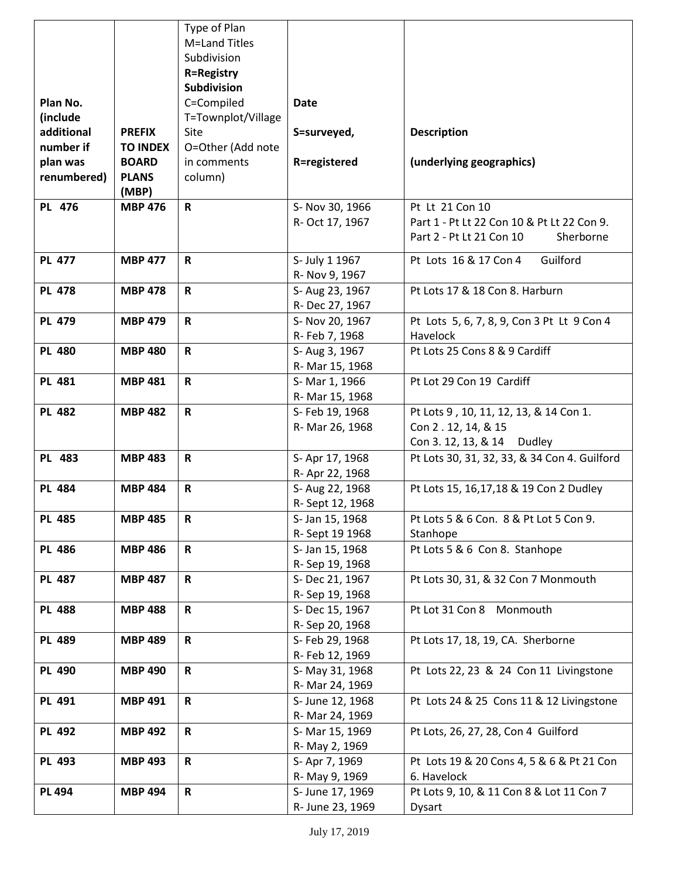| Plan No. (include additional number if plan was renumbered) | PREFIX TO INDEX BOARD PLANS (MBP) | Type of Plan M=Land Titles Subdivision **R=Registry Subdivision** C=Compiled T=Townplot/Village Site O=Other (Add note in comments column) | Date S=surveyed, R=registered | Description (underlying geographics) |
|---|---|---|---|---|
| **PL 476** | **MBP 476** | **R** | S- Nov 30, 1966<br>R- Oct 17, 1967 | Pt Lt 21 Con 10<br>Part 1 - Pt Lt 22 Con 10 & Pt Lt 22 Con 9.<br>Part 2 - Pt Lt 21 Con 10 Sherborne |
| **PL 477** | **MBP 477** | **R** | S- July 1 1967<br>R- Nov 9, 1967 | Pt Lots 16 & 17 Con 4 Guilford |
| **PL 478** | **MBP 478** | **R** | S- Aug 23, 1967<br>R- Dec 27, 1967 | Pt Lots 17 & 18 Con 8. Harburn |
| **PL 479** | **MBP 479** | **R** | S- Nov 20, 1967<br>R- Feb 7, 1968 | Pt Lots 5, 6, 7, 8, 9, Con 3 Pt Lt 9 Con 4 Havelock |
| **PL 480** | **MBP 480** | **R** | S- Aug 3, 1967<br>R- Mar 15, 1968 | Pt Lots 25 Cons 8 & 9 Cardiff |
| **PL 481** | **MBP 481** | **R** | S- Mar 1, 1966<br>R- Mar 15, 1968 | Pt Lot 29 Con 19 Cardiff |
| **PL 482** | **MBP 482** | **R** | S- Feb 19, 1968<br>R- Mar 26, 1968 | Pt Lots 9 , 10, 11, 12, 13, & 14 Con 1.<br>Con 2 . 12, 14, & 15<br>Con 3. 12, 13, & 14 Dudley |
| **PL 483** | **MBP 483** | **R** | S- Apr 17, 1968<br>R- Apr 22, 1968 | Pt Lots 30, 31, 32, 33, & 34 Con 4. Guilford |
| **PL 484** | **MBP 484** | **R** | S- Aug 22, 1968<br>R- Sept 12, 1968 | Pt Lots 15, 16,17,18 & 19 Con 2 Dudley |
| **PL 485** | **MBP 485** | **R** | S- Jan 15, 1968<br>R- Sept 19 1968 | Pt Lots 5 & 6 Con. 8 & Pt Lot 5 Con 9. Stanhope |
| **PL 486** | **MBP 486** | **R** | S- Jan 15, 1968<br>R- Sep 19, 1968 | Pt Lots 5 & 6 Con 8. Stanhope |
| **PL 487** | **MBP 487** | **R** | S- Dec 21, 1967<br>R- Sep 19, 1968 | Pt Lots 30, 31, & 32 Con 7 Monmouth |
| **PL 488** | **MBP 488** | **R** | S- Dec 15, 1967<br>R- Sep 20, 1968 | Pt Lot 31 Con 8 Monmouth |
| **PL 489** | **MBP 489** | **R** | S- Feb 29, 1968<br>R- Feb 12, 1969 | Pt Lots 17, 18, 19, CA. Sherborne |
| **PL 490** | **MBP 490** | **R** | S- May 31, 1968<br>R- Mar 24, 1969 | Pt Lots 22, 23 & 24 Con 11 Livingstone |
| **PL 491** | **MBP 491** | **R** | S- June 12, 1968<br>R- Mar 24, 1969 | Pt Lots 24 & 25 Cons 11 & 12 Livingstone |
| **PL 492** | **MBP 492** | **R** | S- Mar 15, 1969<br>R- May 2, 1969 | Pt Lots, 26, 27, 28, Con 4 Guilford |
| **PL 493** | **MBP 493** | **R** | S- Apr 7, 1969<br>R- May 9, 1969 | Pt Lots 19 & 20 Cons 4, 5 & 6 & Pt 21 Con 6. Havelock |
| **PL 494** | **MBP 494** | **R** | S- June 17, 1969<br>R- June 23, 1969 | Pt Lots 9, 10, & 11 Con 8 & Lot 11 Con 7 Dysart |

July 17, 2019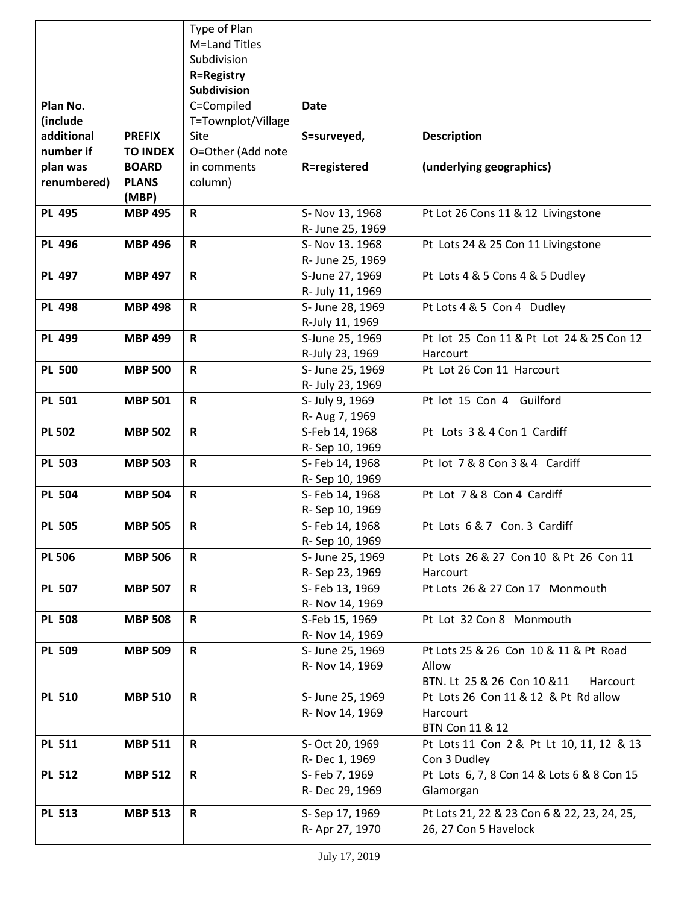| Plan No. (include additional number if plan was renumbered) | PREFIX TO INDEX BOARD PLANS (MBP) | Type of Plan M=Land Titles Subdivision **R=Registry Subdivision** C=Compiled T=Townplot/Village Site O=Other (Add note in comments column) | Date S=surveyed, R=registered | Description (underlying geographics) |
|---|---|---|---|---|
| **PL 495** | **MBP 495** | **R** | S- Nov 13, 1968 R- June 25, 1969 | Pt Lot 26 Cons 11 & 12 Livingstone |
| **PL 496** | **MBP 496** | **R** | S- Nov 13. 1968 R- June 25, 1969 | Pt Lots 24 & 25 Con 11 Livingstone |
| **PL 497** | **MBP 497** | **R** | S-June 27, 1969 R- July 11, 1969 | Pt Lots 4 & 5 Cons 4 & 5 Dudley |
| **PL 498** | **MBP 498** | **R** | S- June 28, 1969 R-July 11, 1969 | Pt Lots 4 & 5 Con 4 Dudley |
| **PL 499** | **MBP 499** | **R** | S-June 25, 1969 R-July 23, 1969 | Pt lot 25 Con 11 & Pt Lot 24 & 25 Con 12 Harcourt |
| **PL 500** | **MBP 500** | **R** | S- June 25, 1969 R- July 23, 1969 | Pt Lot 26 Con 11 Harcourt |
| **PL 501** | **MBP 501** | **R** | S- July 9, 1969 R- Aug 7, 1969 | Pt lot 15 Con 4 Guilford |
| **PL 502** | **MBP 502** | **R** | S-Feb 14, 1968 R- Sep 10, 1969 | Pt Lots 3 & 4 Con 1 Cardiff |
| **PL 503** | **MBP 503** | **R** | S- Feb 14, 1968 R- Sep 10, 1969 | Pt lot 7 & 8 Con 3 & 4 Cardiff |
| **PL 504** | **MBP 504** | **R** | S- Feb 14, 1968 R- Sep 10, 1969 | Pt Lot 7 & 8 Con 4 Cardiff |
| **PL 505** | **MBP 505** | **R** | S- Feb 14, 1968 R- Sep 10, 1969 | Pt Lots 6 & 7 Con. 3 Cardiff |
| **PL 506** | **MBP 506** | **R** | S- June 25, 1969 R- Sep 23, 1969 | Pt Lots 26 & 27 Con 10 & Pt 26 Con 11 Harcourt |
| **PL 507** | **MBP 507** | **R** | S- Feb 13, 1969 R- Nov 14, 1969 | Pt Lots 26 & 27 Con 17 Monmouth |
| **PL 508** | **MBP 508** | **R** | S-Feb 15, 1969 R- Nov 14, 1969 | Pt Lot 32 Con 8 Monmouth |
| **PL 509** | **MBP 509** | **R** | S- June 25, 1969 R- Nov 14, 1969 | Pt Lots 25 & 26 Con 10 & 11 & Pt Road Allow BTN. Lt 25 & 26 Con 10 &11 Harcourt |
| **PL 510** | **MBP 510** | **R** | S- June 25, 1969 R- Nov 14, 1969 | Pt Lots 26 Con 11 & 12 & Pt Rd allow Harcourt BTN Con 11 & 12 |
| **PL 511** | **MBP 511** | **R** | S- Oct 20, 1969 R- Dec 1, 1969 | Pt Lots 11 Con 2 & Pt Lt 10, 11, 12 & 13 Con 3 Dudley |
| **PL 512** | **MBP 512** | **R** | S- Feb 7, 1969 R- Dec 29, 1969 | Pt Lots 6, 7, 8 Con 14 & Lots 6 & 8 Con 15 Glamorgan |
| **PL 513** | **MBP 513** | **R** | S- Sep 17, 1969 R- Apr 27, 1970 | Pt Lots 21, 22 & 23 Con 6 & 22, 23, 24, 25, 26, 27 Con 5 Havelock |

July 17, 2019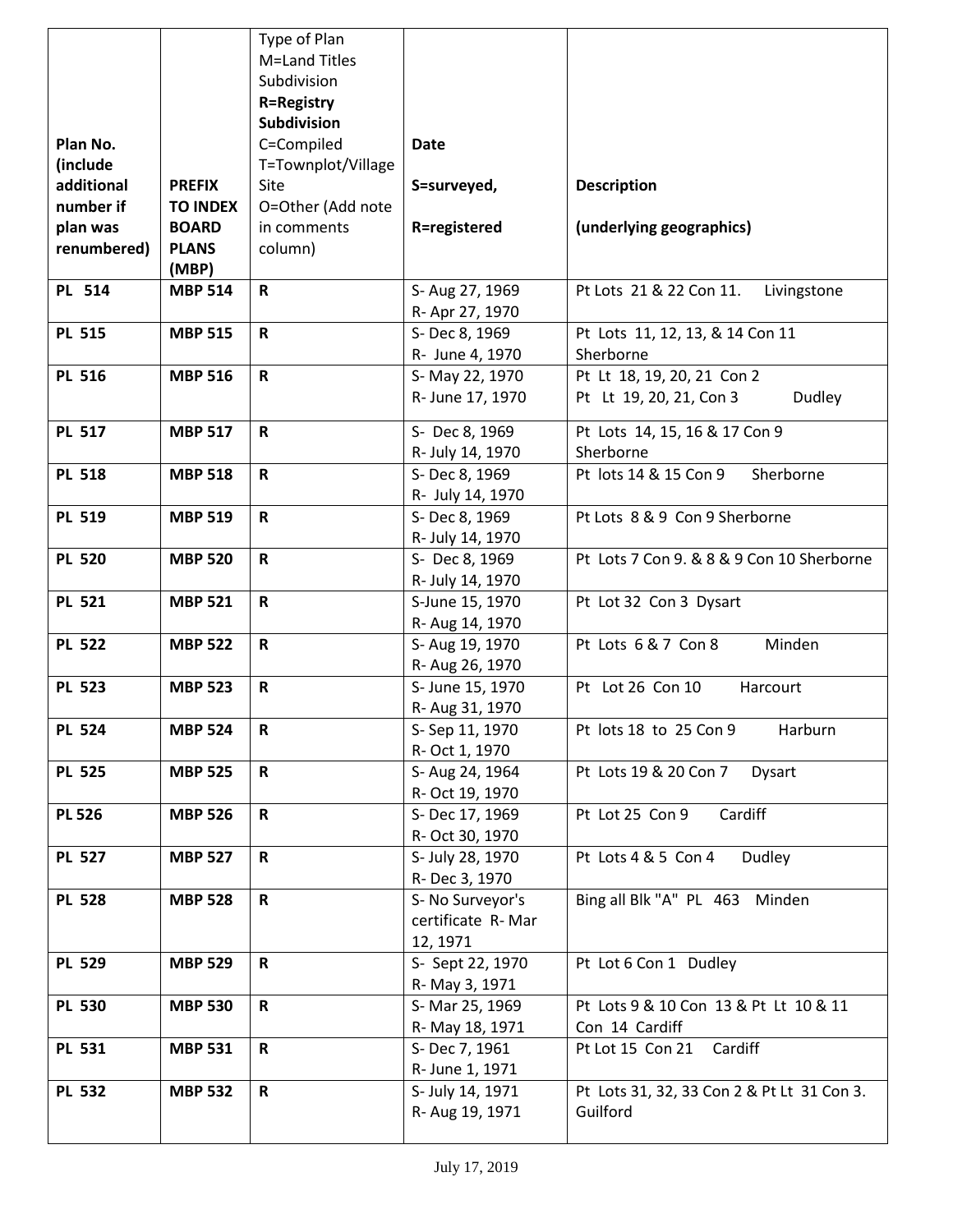| Plan No. (include additional number if plan was renumbered) | PREFIX TO INDEX BOARD PLANS (MBP) | Type of Plan M=Land Titles Subdivision **R=Registry Subdivision** C=Compiled T=Townplot/Village Site O=Other (Add note in comments column) | Date S=surveyed, R=registered | Description (underlying geographics) |
|---|---|---|---|---|
| **PL 514** | **MBP 514** | **R** | S- Aug 27, 1969 R- Apr 27, 1970 | Pt Lots 21 & 22 Con 11. Livingstone |
| **PL 515** | **MBP 515** | **R** | S- Dec 8, 1969 R- June 4, 1970 | Pt Lots 11, 12, 13, & 14 Con 11 Sherborne |
| **PL 516** | **MBP 516** | **R** | S- May 22, 1970 R- June 17, 1970 | Pt Lt 18, 19, 20, 21 Con 2 Pt Lt 19, 20, 21, Con 3 Dudley |
| **PL 517** | **MBP 517** | **R** | S- Dec 8, 1969 R- July 14, 1970 | Pt Lots 14, 15, 16 & 17 Con 9 Sherborne |
| **PL 518** | **MBP 518** | **R** | S- Dec 8, 1969 R- July 14, 1970 | Pt lots 14 & 15 Con 9 Sherborne |
| **PL 519** | **MBP 519** | **R** | S- Dec 8, 1969 R- July 14, 1970 | Pt Lots 8 & 9 Con 9 Sherborne |
| **PL 520** | **MBP 520** | **R** | S- Dec 8, 1969 R- July 14, 1970 | Pt Lots 7 Con 9. & 8 & 9 Con 10 Sherborne |
| **PL 521** | **MBP 521** | **R** | S-June 15, 1970 R- Aug 14, 1970 | Pt Lot 32 Con 3 Dysart |
| **PL 522** | **MBP 522** | **R** | S- Aug 19, 1970 R- Aug 26, 1970 | Pt Lots 6 & 7 Con 8 Minden |
| **PL 523** | **MBP 523** | **R** | S- June 15, 1970 R- Aug 31, 1970 | Pt Lot 26 Con 10 Harcourt |
| **PL 524** | **MBP 524** | **R** | S- Sep 11, 1970 R- Oct 1, 1970 | Pt lots 18 to 25 Con 9 Harburn |
| **PL 525** | **MBP 525** | **R** | S- Aug 24, 1964 R- Oct 19, 1970 | Pt Lots 19 & 20 Con 7 Dysart |
| **PL 526** | **MBP 526** | **R** | S- Dec 17, 1969 R- Oct 30, 1970 | Pt Lot 25 Con 9 Cardiff |
| **PL 527** | **MBP 527** | **R** | S- July 28, 1970 R- Dec 3, 1970 | Pt Lots 4 & 5 Con 4 Dudley |
| **PL 528** | **MBP 528** | **R** | S- No Surveyor's certificate R- Mar 12, 1971 | Bing all Blk "A" PL 463 Minden |
| **PL 529** | **MBP 529** | **R** | S- Sept 22, 1970 R- May 3, 1971 | Pt Lot 6 Con 1 Dudley |
| **PL 530** | **MBP 530** | **R** | S- Mar 25, 1969 R- May 18, 1971 | Pt Lots 9 & 10 Con 13 & Pt Lt 10 & 11 Con 14 Cardiff |
| **PL 531** | **MBP 531** | **R** | S- Dec 7, 1961 R- June 1, 1971 | Pt Lot 15 Con 21 Cardiff |
| **PL 532** | **MBP 532** | **R** | S- July 14, 1971 R- Aug 19, 1971 | Pt Lots 31, 32, 33 Con 2 & Pt Lt 31 Con 3. Guilford |

July 17, 2019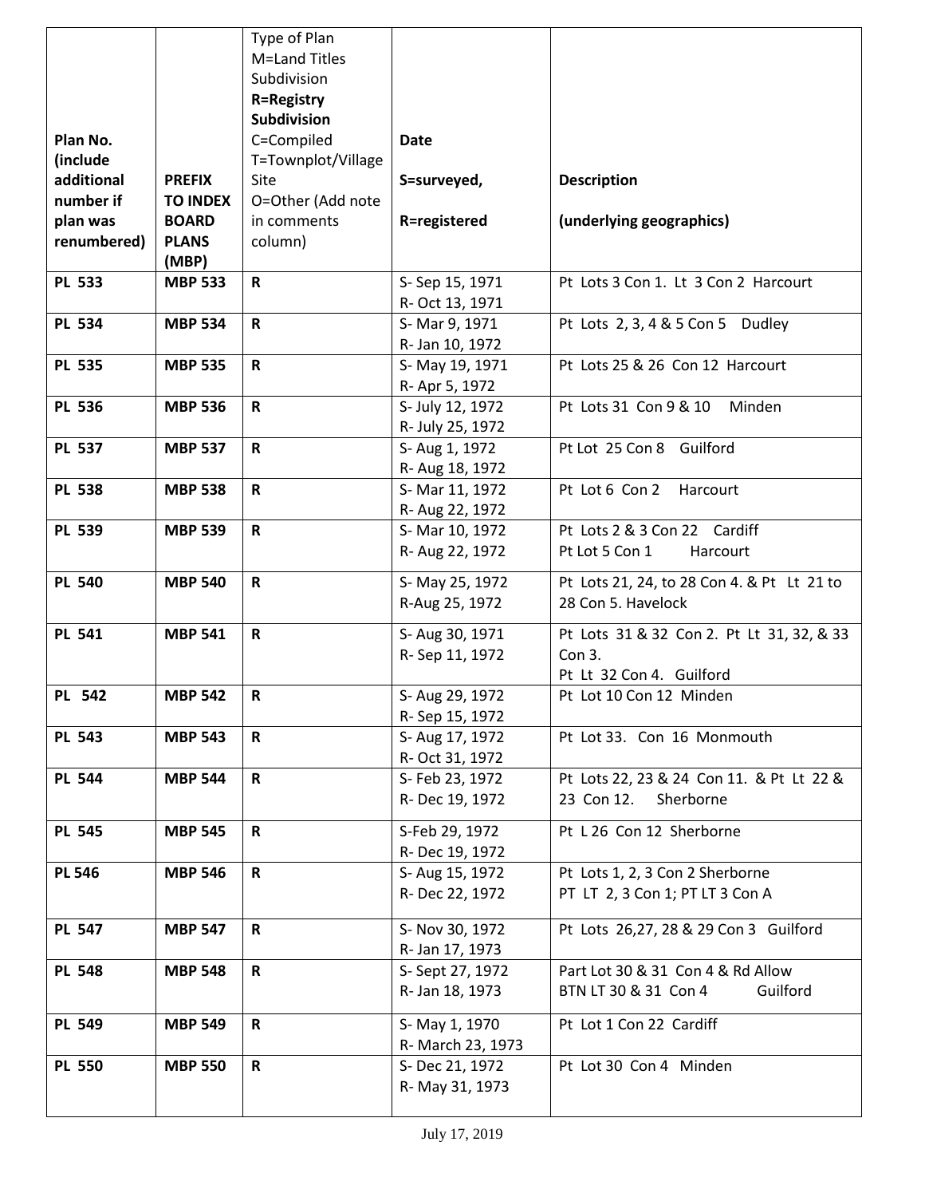| Plan No. (include additional number if plan was renumbered) | PREFIX TO INDEX BOARD PLANS (MBP) | Type of Plan M=Land Titles Subdivision **R=Registry Subdivision** C=Compiled T=Townplot/Village Site O=Other (Add note in comments column) | Date S=surveyed, R=registered | Description (underlying geographics) |
|---|---|---|---|---|
| **PL 533** | **MBP 533** | **R** | S- Sep 15, 1971<br>R- Oct 13, 1971 | Pt Lots 3 Con 1. Lt 3 Con 2 Harcourt |
| **PL 534** | **MBP 534** | **R** | S- Mar 9, 1971<br>R- Jan 10, 1972 | Pt Lots 2, 3, 4 & 5 Con 5 Dudley |
| **PL 535** | **MBP 535** | **R** | S- May 19, 1971<br>R- Apr 5, 1972 | Pt Lots 25 & 26 Con 12 Harcourt |
| **PL 536** | **MBP 536** | **R** | S- July 12, 1972<br>R- July 25, 1972 | Pt Lots 31 Con 9 & 10 Minden |
| **PL 537** | **MBP 537** | **R** | S- Aug 1, 1972<br>R- Aug 18, 1972 | Pt Lot 25 Con 8 Guilford |
| **PL 538** | **MBP 538** | **R** | S- Mar 11, 1972<br>R- Aug 22, 1972 | Pt Lot 6 Con 2 Harcourt |
| **PL 539** | **MBP 539** | **R** | S- Mar 10, 1972<br>R- Aug 22, 1972 | Pt Lots 2 & 3 Con 22 Cardiff<br>Pt Lot 5 Con 1 Harcourt |
| **PL 540** | **MBP 540** | **R** | S- May 25, 1972<br>R-Aug 25, 1972 | Pt Lots 21, 24, to 28 Con 4. & Pt Lt 21 to 28 Con 5. Havelock |
| **PL 541** | **MBP 541** | **R** | S- Aug 30, 1971<br>R- Sep 11, 1972 | Pt Lots 31 & 32 Con 2. Pt Lt 31, 32, & 33 Con 3.<br>Pt Lt 32 Con 4. Guilford |
| **PL 542** | **MBP 542** | **R** | S- Aug 29, 1972<br>R- Sep 15, 1972 | Pt Lot 10 Con 12 Minden |
| **PL 543** | **MBP 543** | **R** | S- Aug 17, 1972<br>R- Oct 31, 1972 | Pt Lot 33. Con 16 Monmouth |
| **PL 544** | **MBP 544** | **R** | S- Feb 23, 1972<br>R- Dec 19, 1972 | Pt Lots 22, 23 & 24 Con 11. & Pt Lt 22 & 23 Con 12. Sherborne |
| **PL 545** | **MBP 545** | **R** | S-Feb 29, 1972<br>R- Dec 19, 1972 | Pt L 26 Con 12 Sherborne |
| **PL 546** | **MBP 546** | **R** | S- Aug 15, 1972<br>R- Dec 22, 1972 | Pt Lots 1, 2, 3 Con 2 Sherborne<br>PT LT 2, 3 Con 1; PT LT 3 Con A |
| **PL 547** | **MBP 547** | **R** | S- Nov 30, 1972<br>R- Jan 17, 1973 | Pt Lots 26,27, 28 & 29 Con 3 Guilford |
| **PL 548** | **MBP 548** | **R** | S- Sept 27, 1972<br>R- Jan 18, 1973 | Part Lot 30 & 31 Con 4 & Rd Allow<br>BTN LT 30 & 31 Con 4 Guilford |
| **PL 549** | **MBP 549** | **R** | S- May 1, 1970<br>R- March 23, 1973 | Pt Lot 1 Con 22 Cardiff |
| **PL 550** | **MBP 550** | **R** | S- Dec 21, 1972<br>R- May 31, 1973 | Pt Lot 30 Con 4 Minden |

July 17, 2019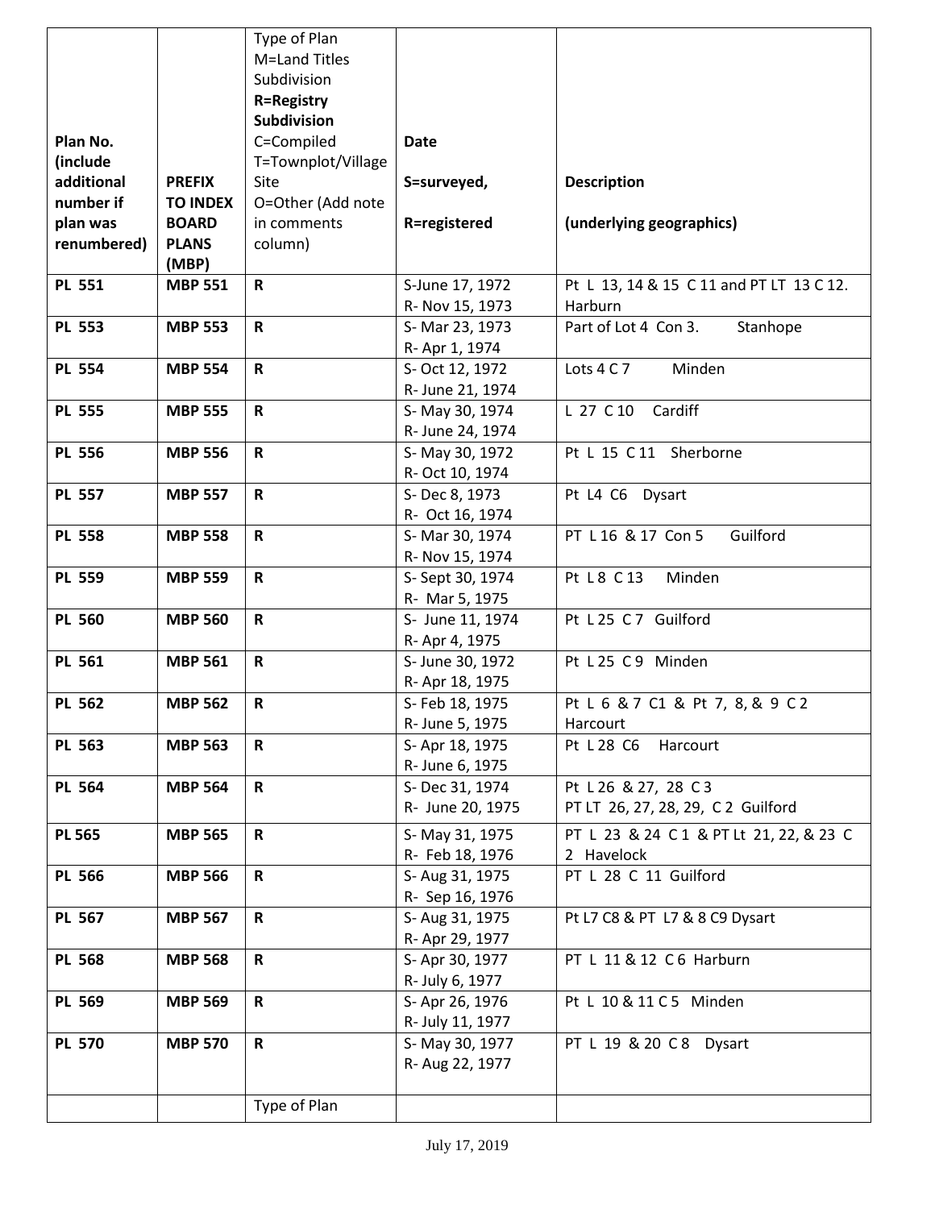| Plan No. (include additional number if plan was renumbered) | PREFIX TO INDEX BOARD PLANS (MBP) | Type of Plan M=Land Titles Subdivision **R=Registry Subdivision** C=Compiled T=Townplot/Village Site O=Other (Add note in comments column) | Date S=surveyed, R=registered | Description (underlying geographics) |
|---|---|---|---|---|
| **PL 551** | **MBP 551** | **R** | S-June 17, 1972 R- Nov 15, 1973 | Pt L 13, 14 & 15 C 11 and PT LT 13 C 12. Harburn |
| **PL 553** | **MBP 553** | **R** | S- Mar 23, 1973 R- Apr 1, 1974 | Part of Lot 4 Con 3. Stanhope |
| **PL 554** | **MBP 554** | **R** | S- Oct 12, 1972 R- June 21, 1974 | Lots 4 C 7 Minden |
| **PL 555** | **MBP 555** | **R** | S- May 30, 1974 R- June 24, 1974 | L 27 C 10 Cardiff |
| **PL 556** | **MBP 556** | **R** | S- May 30, 1972 R- Oct 10, 1974 | Pt L 15 C 11 Sherborne |
| **PL 557** | **MBP 557** | **R** | S- Dec 8, 1973 R- Oct 16, 1974 | Pt L4 C6 Dysart |
| **PL 558** | **MBP 558** | **R** | S- Mar 30, 1974 R- Nov 15, 1974 | PT L 16 & 17 Con 5 Guilford |
| **PL 559** | **MBP 559** | **R** | S- Sept 30, 1974 R- Mar 5, 1975 | Pt L 8 C 13 Minden |
| **PL 560** | **MBP 560** | **R** | S- June 11, 1974 R- Apr 4, 1975 | Pt L 25 C 7 Guilford |
| **PL 561** | **MBP 561** | **R** | S- June 30, 1972 R- Apr 18, 1975 | Pt L 25 C 9 Minden |
| **PL 562** | **MBP 562** | **R** | S- Feb 18, 1975 R- June 5, 1975 | Pt L 6 & 7 C1 & Pt 7, 8, & 9 C 2 Harcourt |
| **PL 563** | **MBP 563** | **R** | S- Apr 18, 1975 R- June 6, 1975 | Pt L 28 C6 Harcourt |
| **PL 564** | **MBP 564** | **R** | S- Dec 31, 1974 R- June 20, 1975 | Pt L 26 & 27, 28 C 3 PT LT 26, 27, 28, 29, C 2 Guilford |
| **PL 565** | **MBP 565** | **R** | S- May 31, 1975 R- Feb 18, 1976 | PT L 23 & 24 C 1 & PT Lt 21, 22, & 23 C 2 Havelock |
| **PL 566** | **MBP 566** | **R** | S- Aug 31, 1975 R- Sep 16, 1976 | PT L 28 C 11 Guilford |
| **PL 567** | **MBP 567** | **R** | S- Aug 31, 1975 R- Apr 29, 1977 | Pt L7 C8 & PT L7 & 8 C9 Dysart |
| **PL 568** | **MBP 568** | **R** | S- Apr 30, 1977 R- July 6, 1977 | PT L 11 & 12 C 6 Harburn |
| **PL 569** | **MBP 569** | **R** | S- Apr 26, 1976 R- July 11, 1977 | Pt L 10 & 11 C 5 Minden |
| **PL 570** | **MBP 570** | **R** | S- May 30, 1977 R- Aug 22, 1977 | PT L 19 & 20 C 8 Dysart |
| | | Type of Plan | | |

July 17, 2019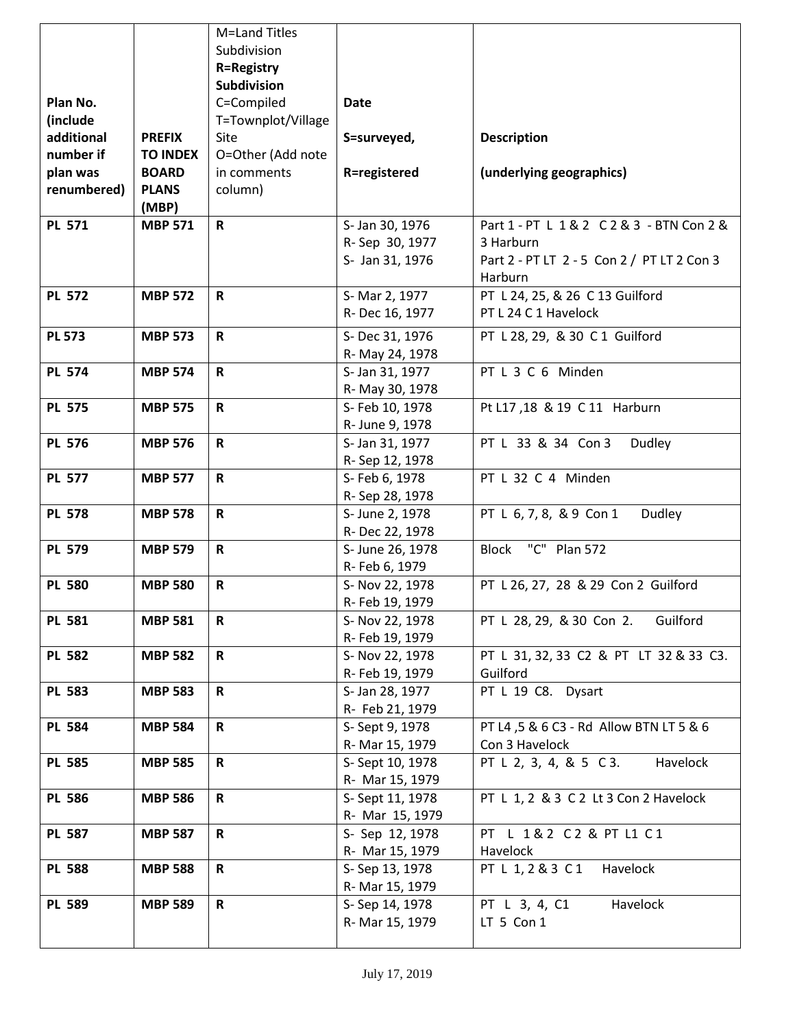| Plan No. (include additional number if plan was renumbered) | PREFIX TO INDEX BOARD PLANS (MBP) | M=Land Titles Subdivision **R=Registry Subdivision** C=Compiled T=Townplot/Village Site O=Other (Add note in comments column) | Date S=surveyed, R=registered | Description (underlying geographics) |
|---|---|---|---|---|
| **PL 571** | **MBP 571** | **R** | S- Jan 30, 1976 R- Sep 30, 1977 S- Jan 31, 1976 | Part 1 - PT L 1 & 2 C 2 & 3 - BTN Con 2 & 3 Harburn Part 2 - PT LT 2 - 5 Con 2 / PT LT 2 Con 3 Harburn |
| **PL 572** | **MBP 572** | **R** | S- Mar 2, 1977 R- Dec 16, 1977 | PT L 24, 25, & 26 C 13 Guilford PT L 24 C 1 Havelock |
| **PL 573** | **MBP 573** | **R** | S- Dec 31, 1976 R- May 24, 1978 | PT L 28, 29, & 30 C 1 Guilford |
| **PL 574** | **MBP 574** | **R** | S- Jan 31, 1977 R- May 30, 1978 | PT L 3 C 6 Minden |
| **PL 575** | **MBP 575** | **R** | S- Feb 10, 1978 R- June 9, 1978 | Pt L17 ,18 & 19 C 11 Harburn |
| **PL 576** | **MBP 576** | **R** | S- Jan 31, 1977 R- Sep 12, 1978 | PT L 33 & 34 Con 3 Dudley |
| **PL 577** | **MBP 577** | **R** | S- Feb 6, 1978 R- Sep 28, 1978 | PT L 32 C 4 Minden |
| **PL 578** | **MBP 578** | **R** | S- June 2, 1978 R- Dec 22, 1978 | PT L 6, 7, 8, & 9 Con 1 Dudley |
| **PL 579** | **MBP 579** | **R** | S- June 26, 1978 R- Feb 6, 1979 | Block "C" Plan 572 |
| **PL 580** | **MBP 580** | **R** | S- Nov 22, 1978 R- Feb 19, 1979 | PT L 26, 27, 28 & 29 Con 2 Guilford |
| **PL 581** | **MBP 581** | **R** | S- Nov 22, 1978 R- Feb 19, 1979 | PT L 28, 29, & 30 Con 2. Guilford |
| **PL 582** | **MBP 582** | **R** | S- Nov 22, 1978 R- Feb 19, 1979 | PT L 31, 32, 33 C2 & PT LT 32 & 33 C3. Guilford |
| **PL 583** | **MBP 583** | **R** | S- Jan 28, 1977 R- Feb 21, 1979 | PT L 19 C8. Dysart |
| **PL 584** | **MBP 584** | **R** | S- Sept 9, 1978 R- Mar 15, 1979 | PT L4 ,5 & 6 C3 - Rd Allow BTN LT 5 & 6 Con 3 Havelock |
| **PL 585** | **MBP 585** | **R** | S- Sept 10, 1978 R- Mar 15, 1979 | PT L 2, 3, 4, & 5 C 3. Havelock |
| **PL 586** | **MBP 586** | **R** | S- Sept 11, 1978 R- Mar 15, 1979 | PT L 1, 2 & 3 C 2 Lt 3 Con 2 Havelock |
| **PL 587** | **MBP 587** | **R** | S- Sep 12, 1978 R- Mar 15, 1979 | PT L 1 & 2 C 2 & PT L1 C 1 Havelock |
| **PL 588** | **MBP 588** | **R** | S- Sep 13, 1978 R- Mar 15, 1979 | PT L 1, 2 & 3 C 1 Havelock |
| **PL 589** | **MBP 589** | **R** | S- Sep 14, 1978 R- Mar 15, 1979 | PT L 3, 4, C1 Havelock LT 5 Con 1 |

July 17, 2019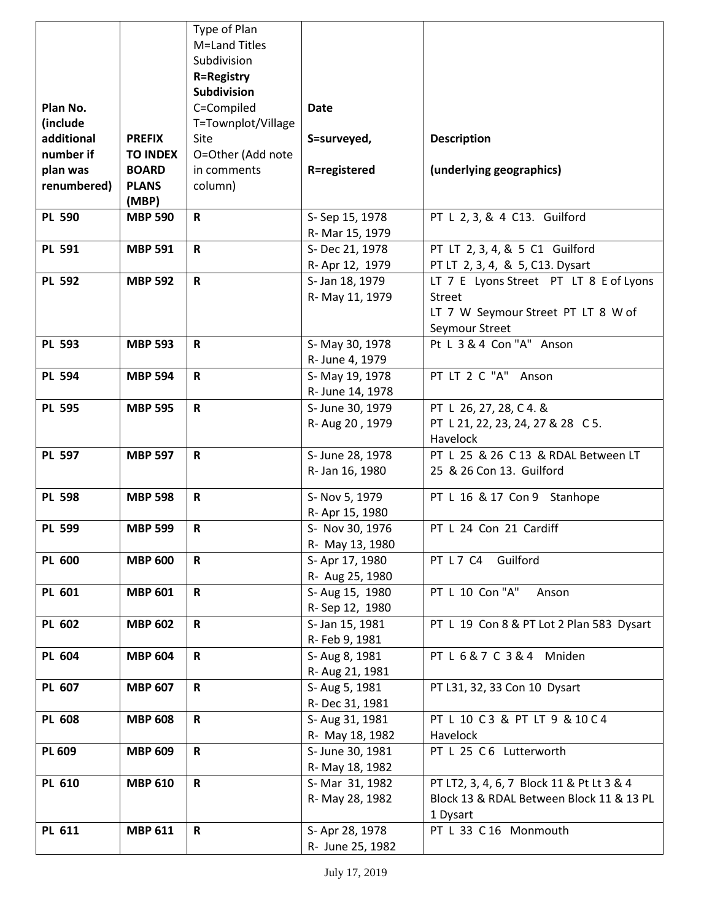| Plan No. (include additional number if plan was renumbered) | PREFIX TO INDEX BOARD PLANS (MBP) | Type of Plan M=Land Titles Subdivision **R=Registry Subdivision** C=Compiled T=Townplot/Village Site O=Other (Add note in comments column) | Date S=surveyed, R=registered | Description (underlying geographics) |
|---|---|---|---|---|
| **PL 590** | **MBP 590** | **R** | S- Sep 15, 1978 R- Mar 15, 1979 | PT L 2, 3, & 4 C13. Guilford |
| **PL 591** | **MBP 591** | **R** | S- Dec 21, 1978 R- Apr 12, 1979 | PT LT 2, 3, 4, & 5 C1 Guilford PT LT 2, 3, 4, & 5, C13. Dysart |
| **PL 592** | **MBP 592** | **R** | S- Jan 18, 1979 R- May 11, 1979 | LT 7 E Lyons Street PT LT 8 E of Lyons Street LT 7 W Seymour Street PT LT 8 W of Seymour Street |
| **PL 593** | **MBP 593** | **R** | S- May 30, 1978 R- June 4, 1979 | Pt L 3 & 4 Con "A" Anson |
| **PL 594** | **MBP 594** | **R** | S- May 19, 1978 R- June 14, 1978 | PT LT 2 C "A" Anson |
| **PL 595** | **MBP 595** | **R** | S- June 30, 1979 R- Aug 20 , 1979 | PT L 26, 27, 28, C 4. & PT L 21, 22, 23, 24, 27 & 28 C 5. Havelock |
| **PL 597** | **MBP 597** | **R** | S- June 28, 1978 R- Jan 16, 1980 | PT L 25 & 26 C 13 & RDAL Between LT 25 & 26 Con 13. Guilford |
| **PL 598** | **MBP 598** | **R** | S- Nov 5, 1979 R- Apr 15, 1980 | PT L 16 & 17 Con 9 Stanhope |
| **PL 599** | **MBP 599** | **R** | S- Nov 30, 1976 R- May 13, 1980 | PT L 24 Con 21 Cardiff |
| **PL 600** | **MBP 600** | **R** | S- Apr 17, 1980 R- Aug 25, 1980 | PT L 7 C4 Guilford |
| **PL 601** | **MBP 601** | **R** | S- Aug 15, 1980 R- Sep 12, 1980 | PT L 10 Con "A" Anson |
| **PL 602** | **MBP 602** | **R** | S- Jan 15, 1981 R- Feb 9, 1981 | PT L 19 Con 8 & PT Lot 2 Plan 583 Dysart |
| **PL 604** | **MBP 604** | **R** | S- Aug 8, 1981 R- Aug 21, 1981 | PT L 6 & 7 C 3 & 4 Mniden |
| **PL 607** | **MBP 607** | **R** | S- Aug 5, 1981 R- Dec 31, 1981 | PT L31, 32, 33 Con 10 Dysart |
| **PL 608** | **MBP 608** | **R** | S- Aug 31, 1981 R- May 18, 1982 | PT L 10 C 3 & PT LT 9 & 10 C 4 Havelock |
| **PL 609** | **MBP 609** | **R** | S- June 30, 1981 R- May 18, 1982 | PT L 25 C 6 Lutterworth |
| **PL 610** | **MBP 610** | **R** | S- Mar 31, 1982 R- May 28, 1982 | PT LT2, 3, 4, 6, 7 Block 11 & Pt Lt 3 & 4 Block 13 & RDAL Between Block 11 & 13 PL 1 Dysart |
| **PL 611** | **MBP 611** | **R** | S- Apr 28, 1978 R- June 25, 1982 | PT L 33 C 16 Monmouth |

July 17, 2019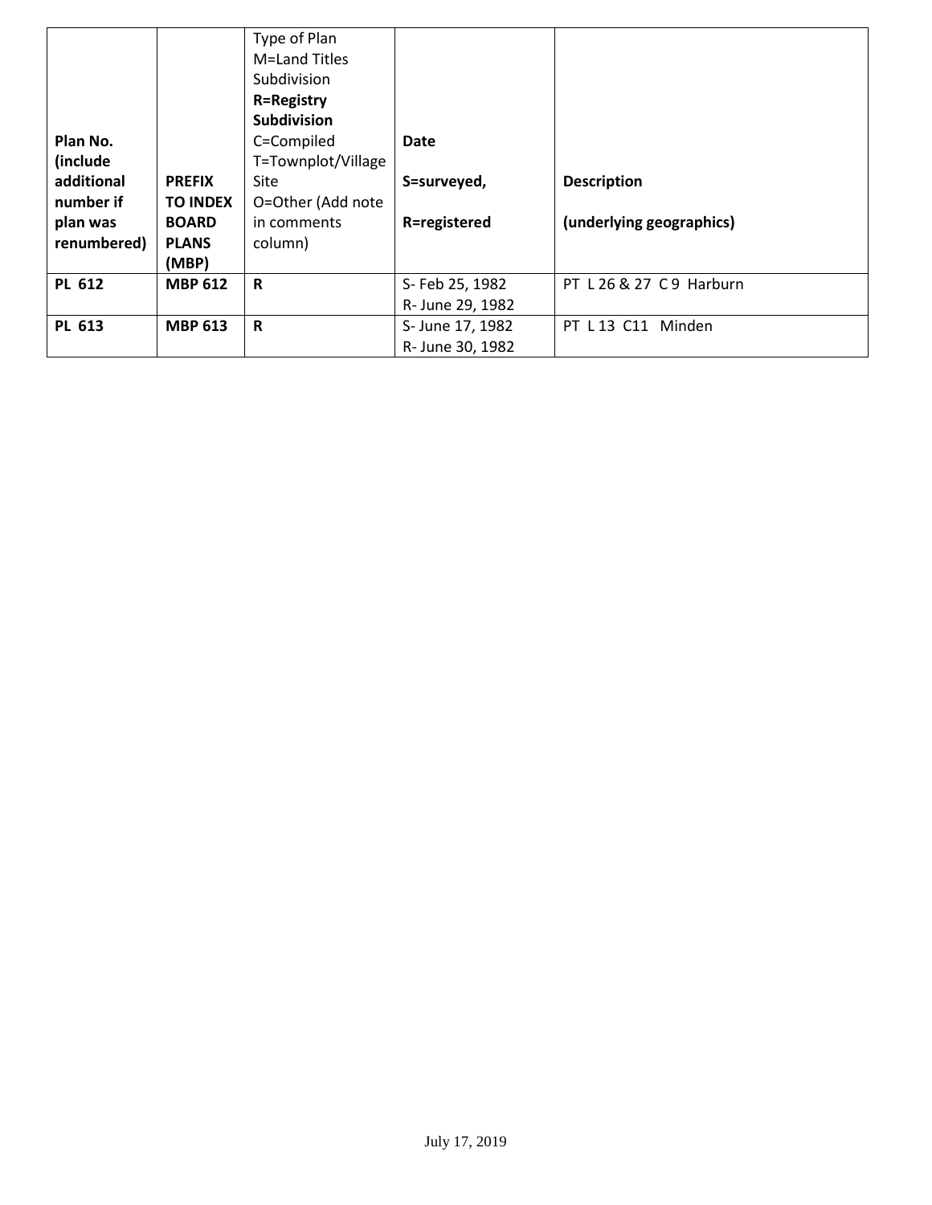| Plan No. (include additional number if plan was renumbered) | PREFIX TO INDEX BOARD PLANS (MBP) | Type of Plan M=Land Titles Subdivision **R=Registry Subdivision** C=Compiled T=Townplot/Village Site O=Other (Add note in comments column) | Date S=surveyed, R=registered | Description (underlying geographics) |
|---|---|---|---|---|
| **PL 612** | **MBP 612** | **R** | S- Feb 25, 1982 R- June 29, 1982 | PT L 26 & 27 C 9 Harburn |
| **PL 613** | **MBP 613** | **R** | S- June 17, 1982 R- June 30, 1982 | PT L 13 C11 Minden |

July 17, 2019